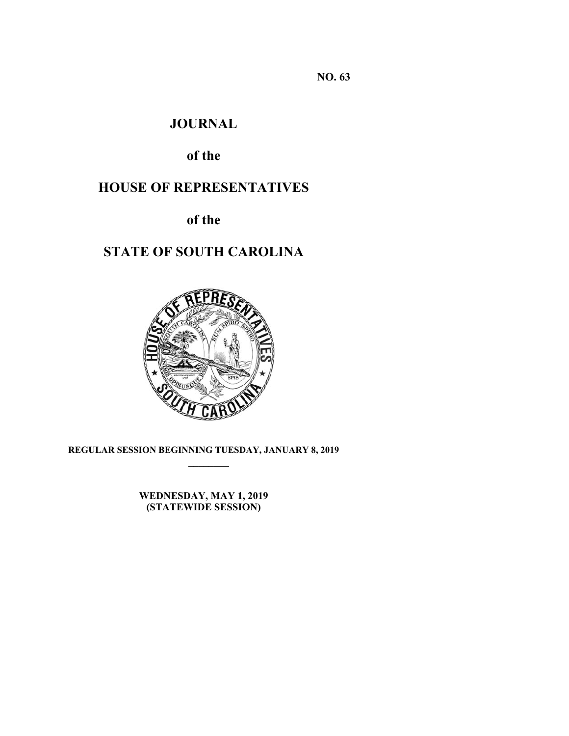**NO. 63**

# JOURNAL

## of the

# HOUSE OF REPRESENTATIVES

## of the

# STATE OF SOUTH CAROLINA

**REGULAR SESSION BEGINNING TUESDAY, JANUARY 8, 2019**

---

**WEDNESDAY, MAY 1, 2019**
**(STATEWIDE SESSION)**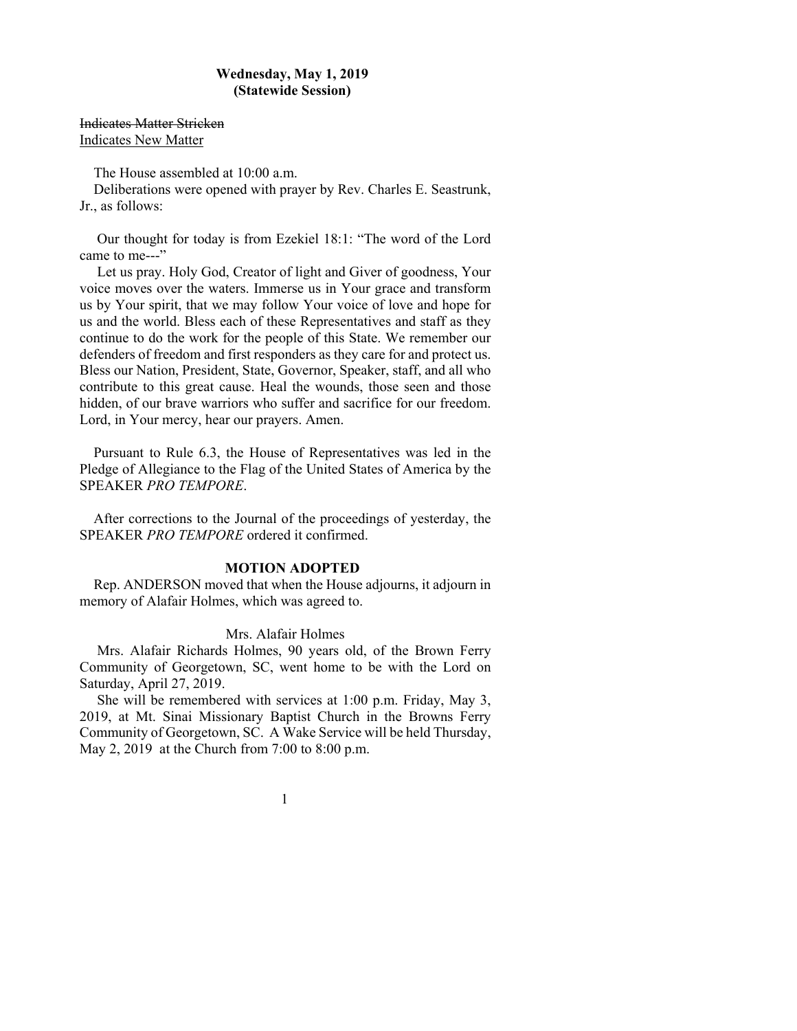**Wednesday, May 1, 2019**
**(Statewide Session)**

~~Indicates Matter Stricken~~
<u>Indicates New Matter</u>

The House assembled at 10:00 a.m.

Deliberations were opened with prayer by Rev. Charles E. Seastrunk, Jr., as follows:

Our thought for today is from Ezekiel 18:1: "The word of the Lord came to me---"

Let us pray. Holy God, Creator of light and Giver of goodness, Your voice moves over the waters. Immerse us in Your grace and transform us by Your spirit, that we may follow Your voice of love and hope for us and the world. Bless each of these Representatives and staff as they continue to do the work for the people of this State. We remember our defenders of freedom and first responders as they care for and protect us. Bless our Nation, President, State, Governor, Speaker, staff, and all who contribute to this great cause. Heal the wounds, those seen and those hidden, of our brave warriors who suffer and sacrifice for our freedom. Lord, in Your mercy, hear our prayers. Amen.

Pursuant to Rule 6.3, the House of Representatives was led in the Pledge of Allegiance to the Flag of the United States of America by the SPEAKER *PRO TEMPORE*.

After corrections to the Journal of the proceedings of yesterday, the SPEAKER *PRO TEMPORE* ordered it confirmed.

**MOTION ADOPTED**

Rep. ANDERSON moved that when the House adjourns, it adjourn in memory of Alafair Holmes, which was agreed to.

Mrs. Alafair Holmes

Mrs. Alafair Richards Holmes, 90 years old, of the Brown Ferry Community of Georgetown, SC, went home to be with the Lord on Saturday, April 27, 2019.

She will be remembered with services at 1:00 p.m. Friday, May 3, 2019, at Mt. Sinai Missionary Baptist Church in the Browns Ferry Community of Georgetown, SC. A Wake Service will be held Thursday, May 2, 2019 at the Church from 7:00 to 8:00 p.m.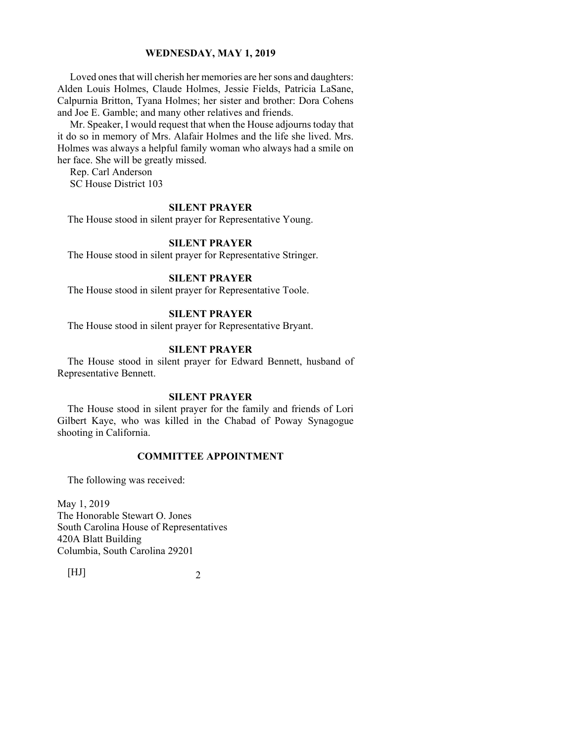Loved ones that will cherish her memories are her sons and daughters: Alden Louis Holmes, Claude Holmes, Jessie Fields, Patricia LaSane, Calpurnia Britton, Tyana Holmes; her sister and brother: Dora Cohens and Joe E. Gamble; and many other relatives and friends.

Mr. Speaker, I would request that when the House adjourns today that it do so in memory of Mrs. Alafair Holmes and the life she lived. Mrs. Holmes was always a helpful family woman who always had a smile on her face. She will be greatly missed.

Rep. Carl Anderson
SC House District 103

### SILENT PRAYER

The House stood in silent prayer for Representative Young.

### SILENT PRAYER

The House stood in silent prayer for Representative Stringer.

### SILENT PRAYER

The House stood in silent prayer for Representative Toole.

### SILENT PRAYER

The House stood in silent prayer for Representative Bryant.

### SILENT PRAYER

The House stood in silent prayer for Edward Bennett, husband of Representative Bennett.

### SILENT PRAYER

The House stood in silent prayer for the family and friends of Lori Gilbert Kaye, who was killed in the Chabad of Poway Synagogue shooting in California.

### COMMITTEE APPOINTMENT

The following was received:

May 1, 2019
The Honorable Stewart O. Jones
South Carolina House of Representatives
420A Blatt Building
Columbia, South Carolina 29201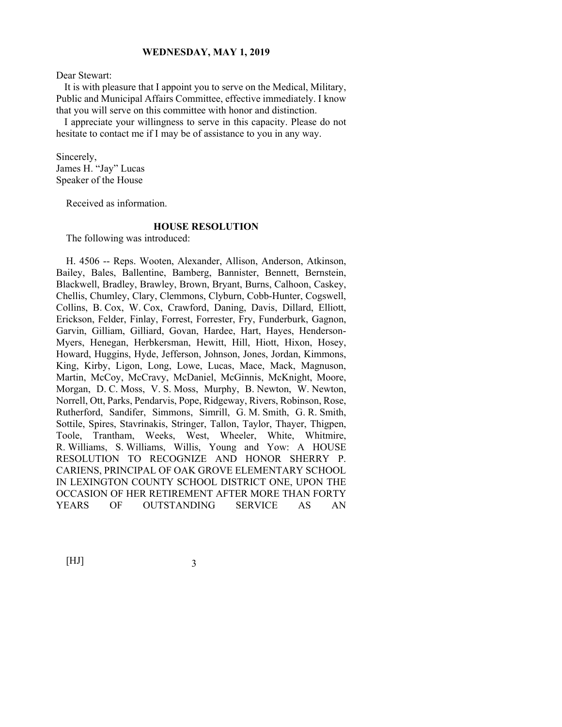Dear Stewart:

It is with pleasure that I appoint you to serve on the Medical, Military, Public and Municipal Affairs Committee, effective immediately. I know that you will serve on this committee with honor and distinction.

I appreciate your willingness to serve in this capacity. Please do not hesitate to contact me if I may be of assistance to you in any way.

Sincerely,
James H. "Jay" Lucas
Speaker of the House

Received as information.

**HOUSE RESOLUTION**

The following was introduced:

H. 4506 -- Reps. Wooten, Alexander, Allison, Anderson, Atkinson, Bailey, Bales, Ballentine, Bamberg, Bannister, Bennett, Bernstein, Blackwell, Bradley, Brawley, Brown, Bryant, Burns, Calhoon, Caskey, Chellis, Chumley, Clary, Clemmons, Clyburn, Cobb-Hunter, Cogswell, Collins, B. Cox, W. Cox, Crawford, Daning, Davis, Dillard, Elliott, Erickson, Felder, Finlay, Forrest, Forrester, Fry, Funderburk, Gagnon, Garvin, Gilliam, Gilliard, Govan, Hardee, Hart, Hayes, Henderson-Myers, Henegan, Herbkersman, Hewitt, Hill, Hiott, Hixon, Hosey, Howard, Huggins, Hyde, Jefferson, Johnson, Jones, Jordan, Kimmons, King, Kirby, Ligon, Long, Lowe, Lucas, Mace, Mack, Magnuson, Martin, McCoy, McCravy, McDaniel, McGinnis, McKnight, Moore, Morgan, D. C. Moss, V. S. Moss, Murphy, B. Newton, W. Newton, Norrell, Ott, Parks, Pendarvis, Pope, Ridgeway, Rivers, Robinson, Rose, Rutherford, Sandifer, Simmons, Simrill, G. M. Smith, G. R. Smith, Sottile, Spires, Stavrinakis, Stringer, Tallon, Taylor, Thayer, Thigpen, Toole, Trantham, Weeks, West, Wheeler, White, Whitmire, R. Williams, S. Williams, Willis, Young and Yow: A HOUSE RESOLUTION TO RECOGNIZE AND HONOR SHERRY P. CARIENS, PRINCIPAL OF OAK GROVE ELEMENTARY SCHOOL IN LEXINGTON COUNTY SCHOOL DISTRICT ONE, UPON THE OCCASION OF HER RETIREMENT AFTER MORE THAN FORTY YEARS OF OUTSTANDING SERVICE AS AN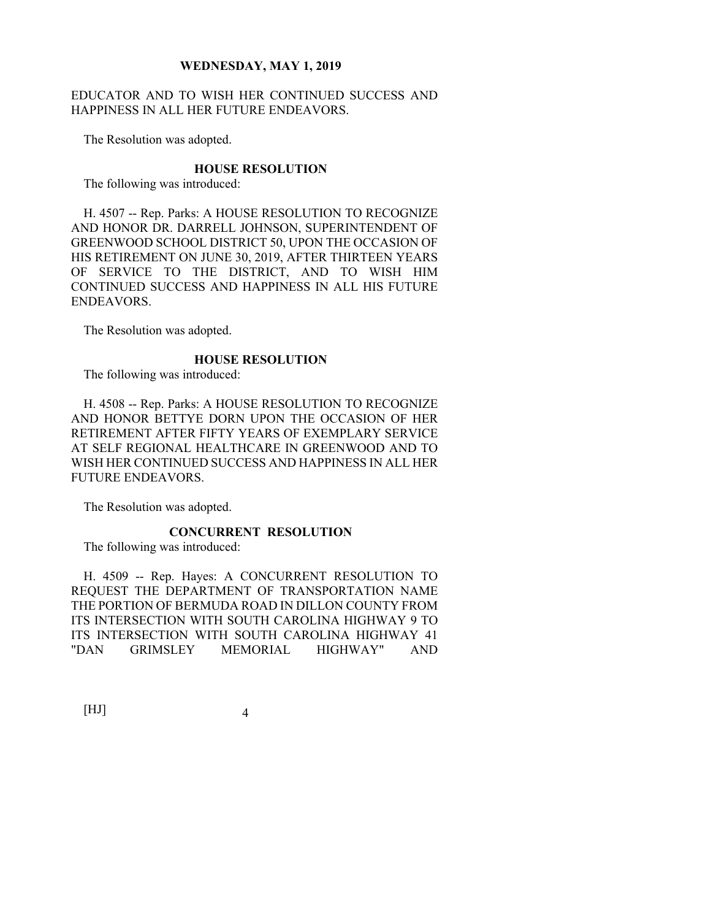EDUCATOR AND TO WISH HER CONTINUED SUCCESS AND HAPPINESS IN ALL HER FUTURE ENDEAVORS.

The Resolution was adopted.

### HOUSE RESOLUTION

The following was introduced:

H. 4507 -- Rep. Parks: A HOUSE RESOLUTION TO RECOGNIZE AND HONOR DR. DARRELL JOHNSON, SUPERINTENDENT OF GREENWOOD SCHOOL DISTRICT 50, UPON THE OCCASION OF HIS RETIREMENT ON JUNE 30, 2019, AFTER THIRTEEN YEARS OF SERVICE TO THE DISTRICT, AND TO WISH HIM CONTINUED SUCCESS AND HAPPINESS IN ALL HIS FUTURE ENDEAVORS.

The Resolution was adopted.

### HOUSE RESOLUTION

The following was introduced:

H. 4508 -- Rep. Parks: A HOUSE RESOLUTION TO RECOGNIZE AND HONOR BETTYE DORN UPON THE OCCASION OF HER RETIREMENT AFTER FIFTY YEARS OF EXEMPLARY SERVICE AT SELF REGIONAL HEALTHCARE IN GREENWOOD AND TO WISH HER CONTINUED SUCCESS AND HAPPINESS IN ALL HER FUTURE ENDEAVORS.

The Resolution was adopted.

### CONCURRENT RESOLUTION

The following was introduced:

H. 4509 -- Rep. Hayes: A CONCURRENT RESOLUTION TO REQUEST THE DEPARTMENT OF TRANSPORTATION NAME THE PORTION OF BERMUDA ROAD IN DILLON COUNTY FROM ITS INTERSECTION WITH SOUTH CAROLINA HIGHWAY 9 TO ITS INTERSECTION WITH SOUTH CAROLINA HIGHWAY 41 "DAN GRIMSLEY MEMORIAL HIGHWAY" AND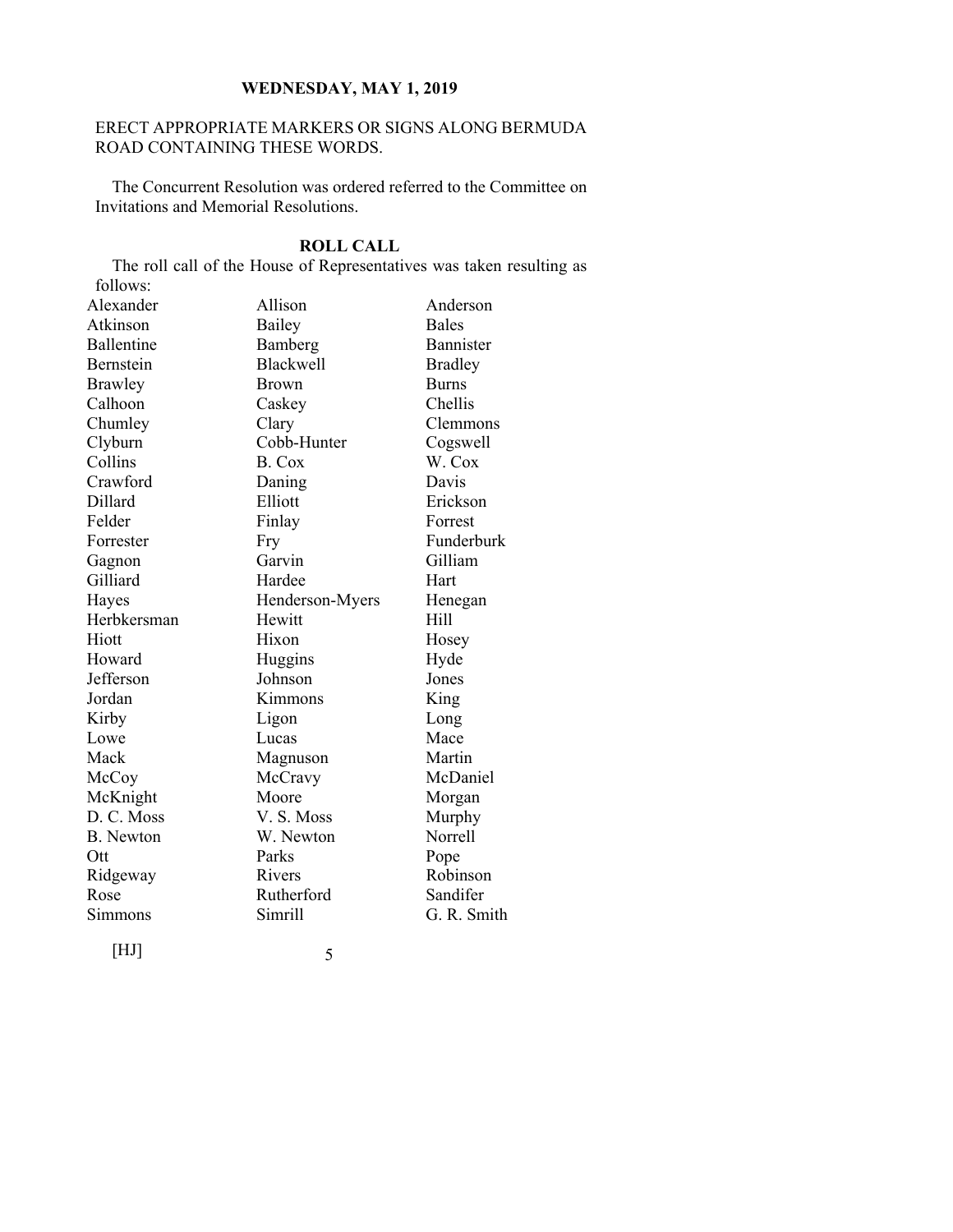ERECT APPROPRIATE MARKERS OR SIGNS ALONG BERMUDA ROAD CONTAINING THESE WORDS.

The Concurrent Resolution was ordered referred to the Committee on Invitations and Memorial Resolutions.

**ROLL CALL**

The roll call of the House of Representatives was taken resulting as follows:

| | | |
|---|---|---|
| Alexander | Allison | Anderson |
| Atkinson | Bailey | Bales |
| Ballentine | Bamberg | Bannister |
| Bernstein | Blackwell | Bradley |
| Brawley | Brown | Burns |
| Calhoon | Caskey | Chellis |
| Chumley | Clary | Clemmons |
| Clyburn | Cobb-Hunter | Cogswell |
| Collins | B. Cox | W. Cox |
| Crawford | Daning | Davis |
| Dillard | Elliott | Erickson |
| Felder | Finlay | Forrest |
| Forrester | Fry | Funderburk |
| Gagnon | Garvin | Gilliam |
| Gilliard | Hardee | Hart |
| Hayes | Henderson-Myers | Henegan |
| Herbkersman | Hewitt | Hill |
| Hiott | Hixon | Hosey |
| Howard | Huggins | Hyde |
| Jefferson | Johnson | Jones |
| Jordan | Kimmons | King |
| Kirby | Ligon | Long |
| Lowe | Lucas | Mace |
| Mack | Magnuson | Martin |
| McCoy | McCravy | McDaniel |
| McKnight | Moore | Morgan |
| D. C. Moss | V. S. Moss | Murphy |
| B. Newton | W. Newton | Norrell |
| Ott | Parks | Pope |
| Ridgeway | Rivers | Robinson |
| Rose | Rutherford | Sandifer |
| Simmons | Simrill | G. R. Smith |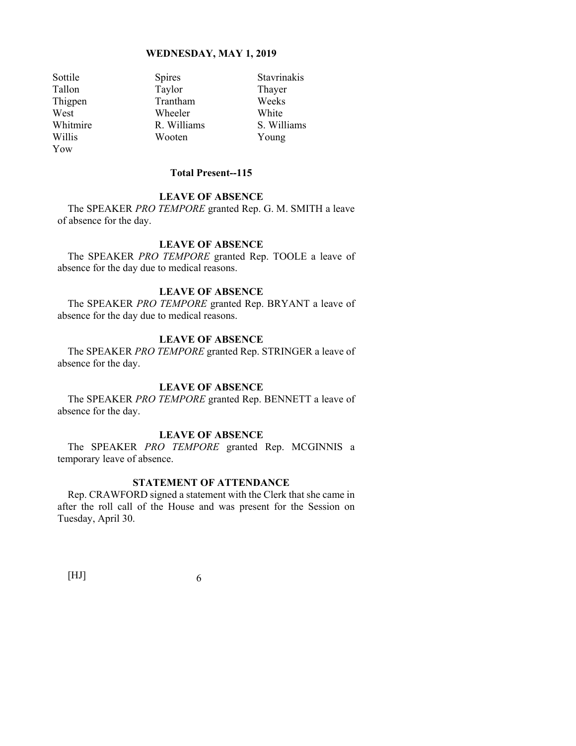| | | |
|---|---|---|
| Sottile | Spires | Stavrinakis |
| Tallon | Taylor | Thayer |
| Thigpen | Trantham | Weeks |
| West | Wheeler | White |
| Whitmire | R. Williams | S. Williams |
| Willis | Wooten | Young |
| Yow | | |

**Total Present--115**

**LEAVE OF ABSENCE**

The SPEAKER *PRO TEMPORE* granted Rep. G. M. SMITH a leave of absence for the day.

**LEAVE OF ABSENCE**

The SPEAKER *PRO TEMPORE* granted Rep. TOOLE a leave of absence for the day due to medical reasons.

**LEAVE OF ABSENCE**

The SPEAKER *PRO TEMPORE* granted Rep. BRYANT a leave of absence for the day due to medical reasons.

**LEAVE OF ABSENCE**

The SPEAKER *PRO TEMPORE* granted Rep. STRINGER a leave of absence for the day.

**LEAVE OF ABSENCE**

The SPEAKER *PRO TEMPORE* granted Rep. BENNETT a leave of absence for the day.

**LEAVE OF ABSENCE**

The SPEAKER *PRO TEMPORE* granted Rep. MCGINNIS a temporary leave of absence.

**STATEMENT OF ATTENDANCE**

Rep. CRAWFORD signed a statement with the Clerk that she came in after the roll call of the House and was present for the Session on Tuesday, April 30.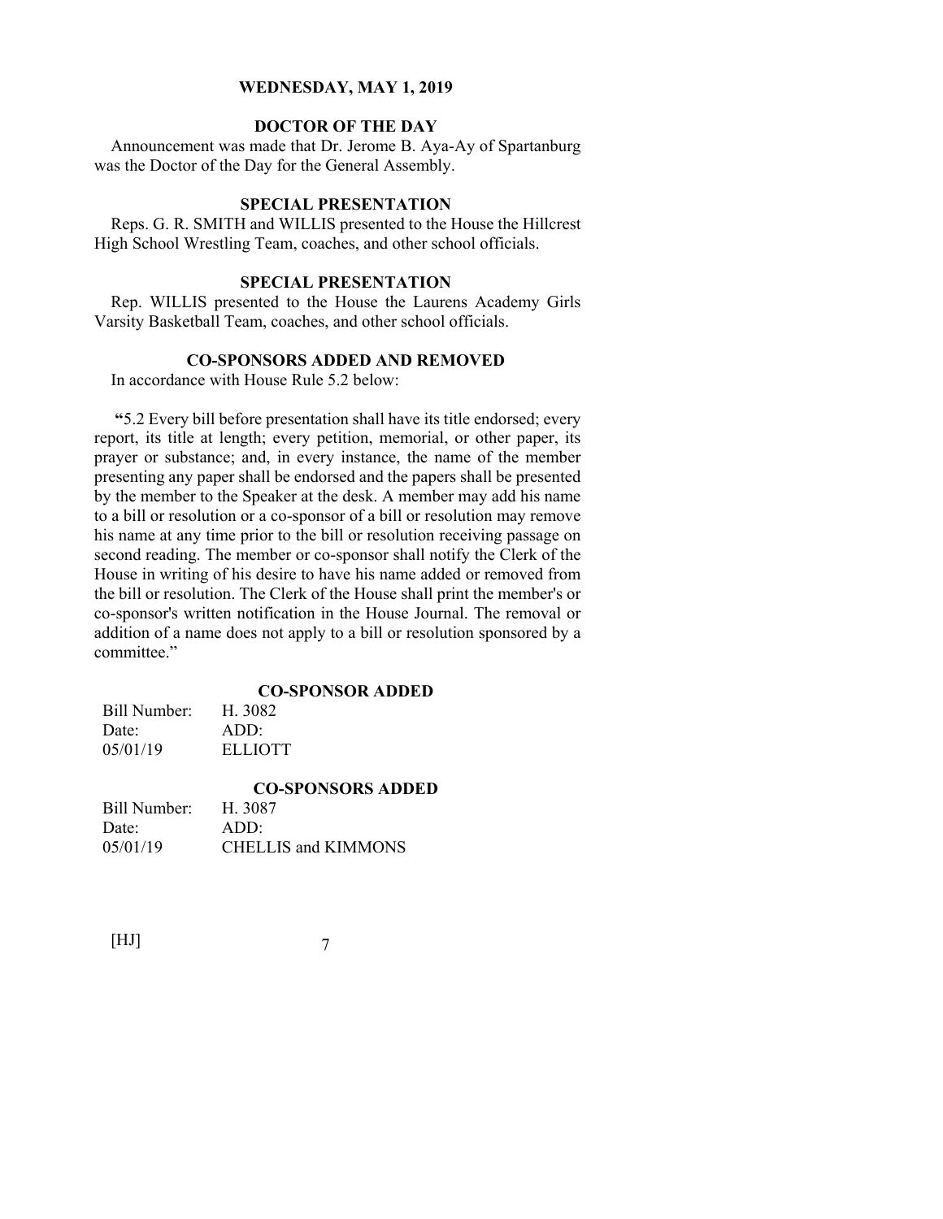**WEDNESDAY, MAY 1, 2019**

## DOCTOR OF THE DAY

Announcement was made that Dr. Jerome B. Aya-Ay of Spartanburg was the Doctor of the Day for the General Assembly.

## SPECIAL PRESENTATION

Reps. G. R. SMITH and WILLIS presented to the House the Hillcrest High School Wrestling Team, coaches, and other school officials.

## SPECIAL PRESENTATION

Rep. WILLIS presented to the House the Laurens Academy Girls Varsity Basketball Team, coaches, and other school officials.

## CO-SPONSORS ADDED AND REMOVED

In accordance with House Rule 5.2 below:

"5.2 Every bill before presentation shall have its title endorsed; every report, its title at length; every petition, memorial, or other paper, its prayer or substance; and, in every instance, the name of the member presenting any paper shall be endorsed and the papers shall be presented by the member to the Speaker at the desk. A member may add his name to a bill or resolution or a co-sponsor of a bill or resolution may remove his name at any time prior to the bill or resolution receiving passage on second reading. The member or co-sponsor shall notify the Clerk of the House in writing of his desire to have his name added or removed from the bill or resolution. The Clerk of the House shall print the member's or co-sponsor's written notification in the House Journal. The removal or addition of a name does not apply to a bill or resolution sponsored by a committee."

## CO-SPONSOR ADDED

| Bill Number: | H. 3082 |
|---|---|
| Date: | ADD: |
| 05/01/19 | ELLIOTT |

## CO-SPONSORS ADDED

| Bill Number: | H. 3087 |
|---|---|
| Date: | ADD: |
| 05/01/19 | CHELLIS and KIMMONS |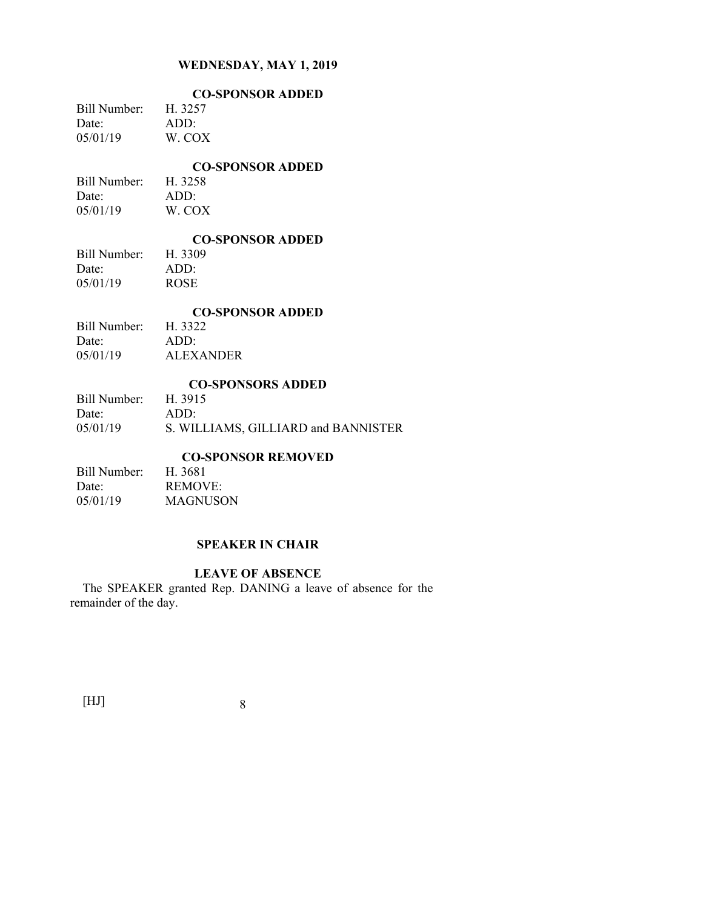**WEDNESDAY, MAY 1, 2019**

**CO-SPONSOR ADDED**

| | |
|---|---|
| Bill Number: | H. 3257 |
| Date: | ADD: |
| 05/01/19 | W. COX |

**CO-SPONSOR ADDED**

| | |
|---|---|
| Bill Number: | H. 3258 |
| Date: | ADD: |
| 05/01/19 | W. COX |

**CO-SPONSOR ADDED**

| | |
|---|---|
| Bill Number: | H. 3309 |
| Date: | ADD: |
| 05/01/19 | ROSE |

**CO-SPONSOR ADDED**

| | |
|---|---|
| Bill Number: | H. 3322 |
| Date: | ADD: |
| 05/01/19 | ALEXANDER |

**CO-SPONSORS ADDED**

| | |
|---|---|
| Bill Number: | H. 3915 |
| Date: | ADD: |
| 05/01/19 | S. WILLIAMS, GILLIARD and BANNISTER |

**CO-SPONSOR REMOVED**

| | |
|---|---|
| Bill Number: | H. 3681 |
| Date: | REMOVE: |
| 05/01/19 | MAGNUSON |

**SPEAKER IN CHAIR**

**LEAVE OF ABSENCE**

The SPEAKER granted Rep. DANING a leave of absence for the remainder of the day.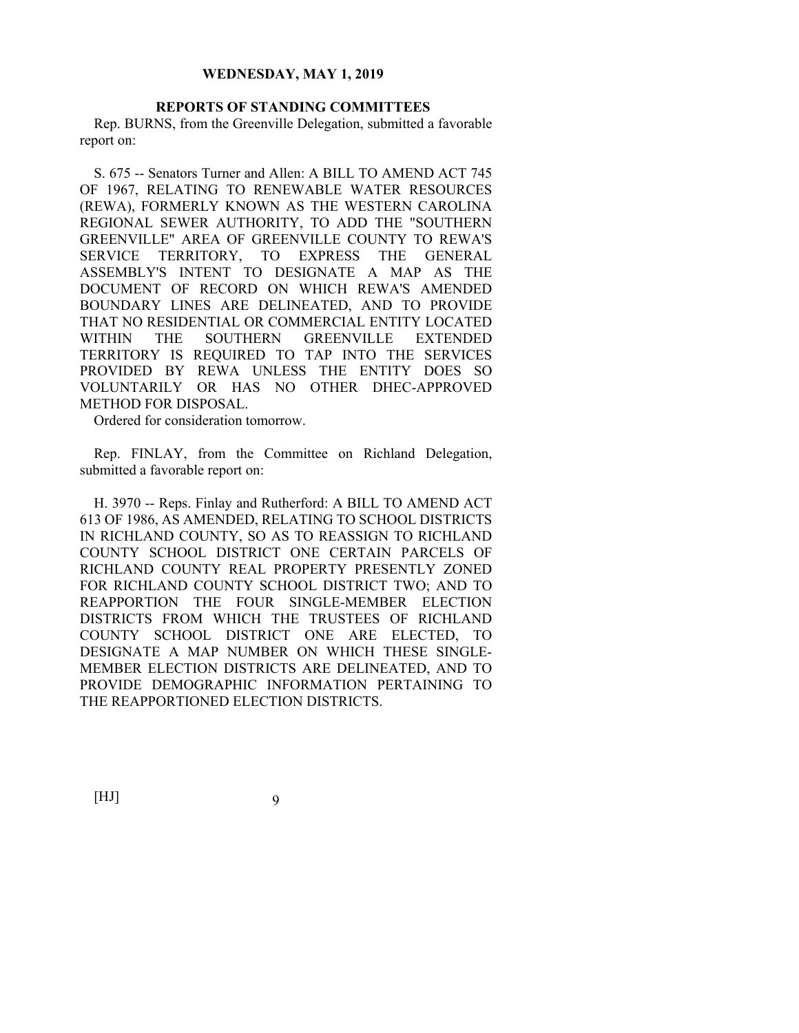## REPORTS OF STANDING COMMITTEES

Rep. BURNS, from the Greenville Delegation, submitted a favorable report on:

S. 675 -- Senators Turner and Allen: A BILL TO AMEND ACT 745 OF 1967, RELATING TO RENEWABLE WATER RESOURCES (REWA), FORMERLY KNOWN AS THE WESTERN CAROLINA REGIONAL SEWER AUTHORITY, TO ADD THE "SOUTHERN GREENVILLE" AREA OF GREENVILLE COUNTY TO REWA'S SERVICE TERRITORY, TO EXPRESS THE GENERAL ASSEMBLY'S INTENT TO DESIGNATE A MAP AS THE DOCUMENT OF RECORD ON WHICH REWA'S AMENDED BOUNDARY LINES ARE DELINEATED, AND TO PROVIDE THAT NO RESIDENTIAL OR COMMERCIAL ENTITY LOCATED WITHIN THE SOUTHERN GREENVILLE EXTENDED TERRITORY IS REQUIRED TO TAP INTO THE SERVICES PROVIDED BY REWA UNLESS THE ENTITY DOES SO VOLUNTARILY OR HAS NO OTHER DHEC-APPROVED METHOD FOR DISPOSAL.

Ordered for consideration tomorrow.

Rep. FINLAY, from the Committee on Richland Delegation, submitted a favorable report on:

H. 3970 -- Reps. Finlay and Rutherford: A BILL TO AMEND ACT 613 OF 1986, AS AMENDED, RELATING TO SCHOOL DISTRICTS IN RICHLAND COUNTY, SO AS TO REASSIGN TO RICHLAND COUNTY SCHOOL DISTRICT ONE CERTAIN PARCELS OF RICHLAND COUNTY REAL PROPERTY PRESENTLY ZONED FOR RICHLAND COUNTY SCHOOL DISTRICT TWO; AND TO REAPPORTION THE FOUR SINGLE-MEMBER ELECTION DISTRICTS FROM WHICH THE TRUSTEES OF RICHLAND COUNTY SCHOOL DISTRICT ONE ARE ELECTED, TO DESIGNATE A MAP NUMBER ON WHICH THESE SINGLE-MEMBER ELECTION DISTRICTS ARE DELINEATED, AND TO PROVIDE DEMOGRAPHIC INFORMATION PERTAINING TO THE REAPPORTIONED ELECTION DISTRICTS.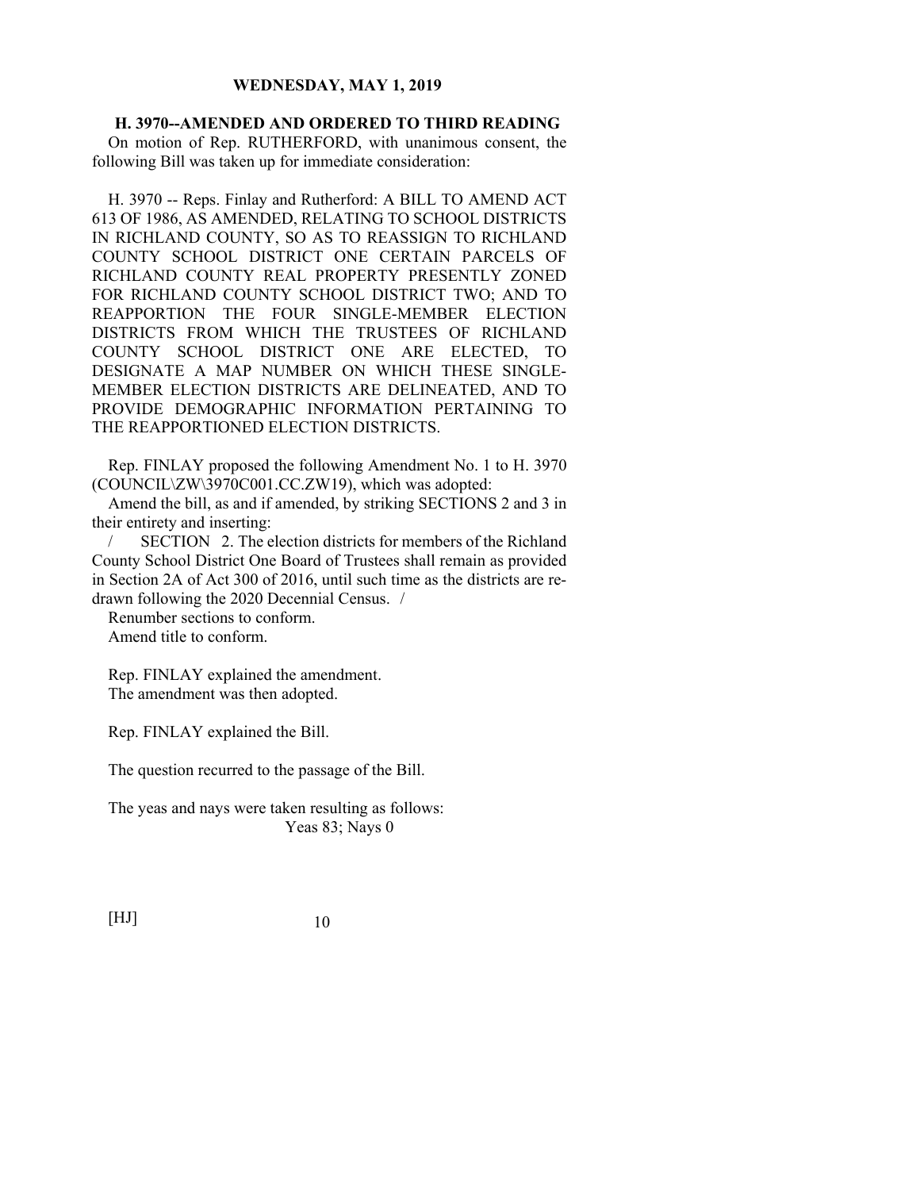**H. 3970--AMENDED AND ORDERED TO THIRD READING**

On motion of Rep. RUTHERFORD, with unanimous consent, the following Bill was taken up for immediate consideration:

H. 3970 -- Reps. Finlay and Rutherford: A BILL TO AMEND ACT 613 OF 1986, AS AMENDED, RELATING TO SCHOOL DISTRICTS IN RICHLAND COUNTY, SO AS TO REASSIGN TO RICHLAND COUNTY SCHOOL DISTRICT ONE CERTAIN PARCELS OF RICHLAND COUNTY REAL PROPERTY PRESENTLY ZONED FOR RICHLAND COUNTY SCHOOL DISTRICT TWO; AND TO REAPPORTION THE FOUR SINGLE-MEMBER ELECTION DISTRICTS FROM WHICH THE TRUSTEES OF RICHLAND COUNTY SCHOOL DISTRICT ONE ARE ELECTED, TO DESIGNATE A MAP NUMBER ON WHICH THESE SINGLE-MEMBER ELECTION DISTRICTS ARE DELINEATED, AND TO PROVIDE DEMOGRAPHIC INFORMATION PERTAINING TO THE REAPPORTIONED ELECTION DISTRICTS.

Rep. FINLAY proposed the following Amendment No. 1 to H. 3970 (COUNCIL\ZW\3970C001.CC.ZW19), which was adopted:

Amend the bill, as and if amended, by striking SECTIONS 2 and 3 in their entirety and inserting:

/ SECTION 2. The election districts for members of the Richland County School District One Board of Trustees shall remain as provided in Section 2A of Act 300 of 2016, until such time as the districts are re-drawn following the 2020 Decennial Census. /

Renumber sections to conform.

Amend title to conform.

Rep. FINLAY explained the amendment.

The amendment was then adopted.

Rep. FINLAY explained the Bill.

The question recurred to the passage of the Bill.

The yeas and nays were taken resulting as follows:

Yeas 83; Nays 0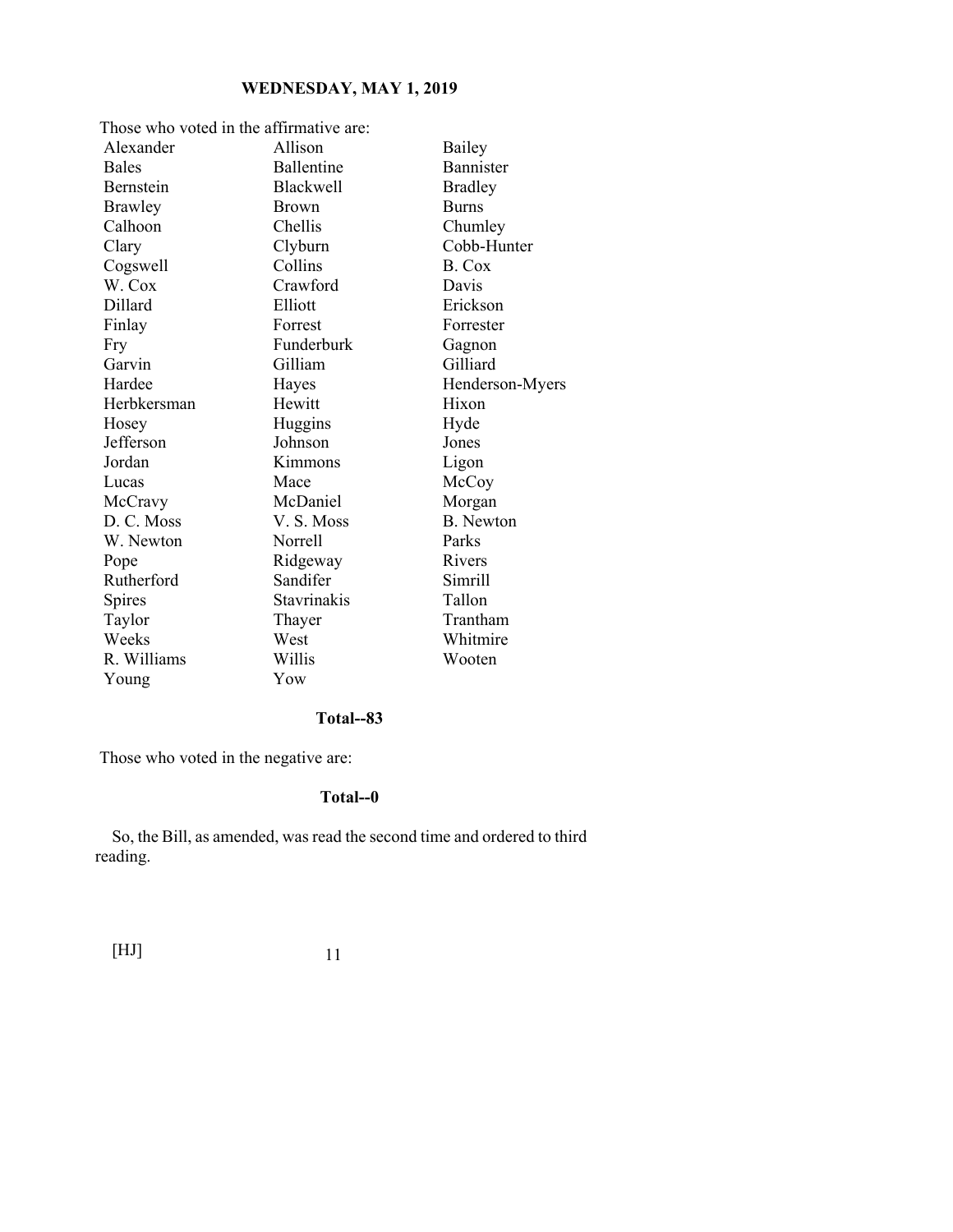Those who voted in the affirmative are:

| | | |
|---|---|---|
| Alexander | Allison | Bailey |
| Bales | Ballentine | Bannister |
| Bernstein | Blackwell | Bradley |
| Brawley | Brown | Burns |
| Calhoon | Chellis | Chumley |
| Clary | Clyburn | Cobb-Hunter |
| Cogswell | Collins | B. Cox |
| W. Cox | Crawford | Davis |
| Dillard | Elliott | Erickson |
| Finlay | Forrest | Forrester |
| Fry | Funderburk | Gagnon |
| Garvin | Gilliam | Gilliard |
| Hardee | Hayes | Henderson-Myers |
| Herbkersman | Hewitt | Hixon |
| Hosey | Huggins | Hyde |
| Jefferson | Johnson | Jones |
| Jordan | Kimmons | Ligon |
| Lucas | Mace | McCoy |
| McCravy | McDaniel | Morgan |
| D. C. Moss | V. S. Moss | B. Newton |
| W. Newton | Norrell | Parks |
| Pope | Ridgeway | Rivers |
| Rutherford | Sandifer | Simrill |
| Spires | Stavrinakis | Tallon |
| Taylor | Thayer | Trantham |
| Weeks | West | Whitmire |
| R. Williams | Willis | Wooten |
| Young | Yow | |

**Total--83**

Those who voted in the negative are:

**Total--0**

So, the Bill, as amended, was read the second time and ordered to third reading.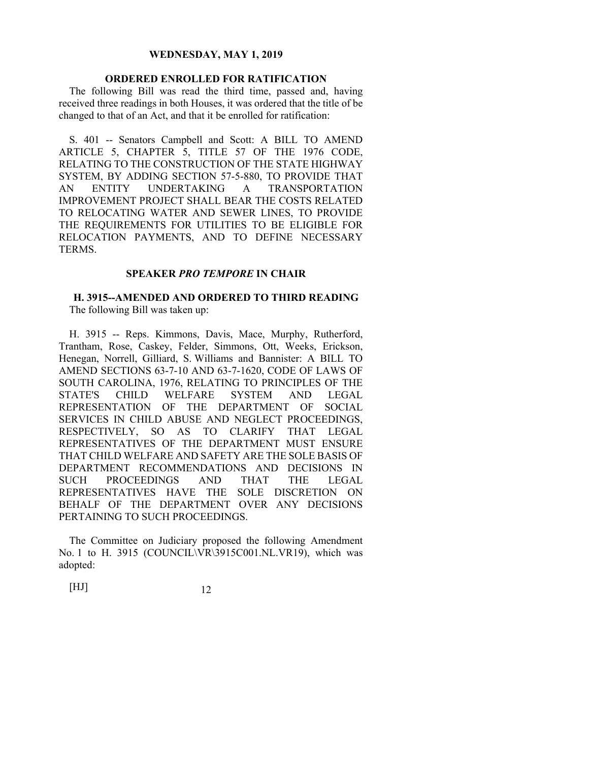## ORDERED ENROLLED FOR RATIFICATION

The following Bill was read the third time, passed and, having received three readings in both Houses, it was ordered that the title of be changed to that of an Act, and that it be enrolled for ratification:

S. 401 -- Senators Campbell and Scott: A BILL TO AMEND ARTICLE 5, CHAPTER 5, TITLE 57 OF THE 1976 CODE, RELATING TO THE CONSTRUCTION OF THE STATE HIGHWAY SYSTEM, BY ADDING SECTION 57-5-880, TO PROVIDE THAT AN ENTITY UNDERTAKING A TRANSPORTATION IMPROVEMENT PROJECT SHALL BEAR THE COSTS RELATED TO RELOCATING WATER AND SEWER LINES, TO PROVIDE THE REQUIREMENTS FOR UTILITIES TO BE ELIGIBLE FOR RELOCATION PAYMENTS, AND TO DEFINE NECESSARY TERMS.

## SPEAKER *PRO TEMPORE* IN CHAIR

## H. 3915--AMENDED AND ORDERED TO THIRD READING

The following Bill was taken up:

H. 3915 -- Reps. Kimmons, Davis, Mace, Murphy, Rutherford, Trantham, Rose, Caskey, Felder, Simmons, Ott, Weeks, Erickson, Henegan, Norrell, Gilliard, S. Williams and Bannister: A BILL TO AMEND SECTIONS 63-7-10 AND 63-7-1620, CODE OF LAWS OF SOUTH CAROLINA, 1976, RELATING TO PRINCIPLES OF THE STATE'S CHILD WELFARE SYSTEM AND LEGAL REPRESENTATION OF THE DEPARTMENT OF SOCIAL SERVICES IN CHILD ABUSE AND NEGLECT PROCEEDINGS, RESPECTIVELY, SO AS TO CLARIFY THAT LEGAL REPRESENTATIVES OF THE DEPARTMENT MUST ENSURE THAT CHILD WELFARE AND SAFETY ARE THE SOLE BASIS OF DEPARTMENT RECOMMENDATIONS AND DECISIONS IN SUCH PROCEEDINGS AND THAT THE LEGAL REPRESENTATIVES HAVE THE SOLE DISCRETION ON BEHALF OF THE DEPARTMENT OVER ANY DECISIONS PERTAINING TO SUCH PROCEEDINGS.

The Committee on Judiciary proposed the following Amendment No. 1 to H. 3915 (COUNCIL\VR\3915C001.NL.VR19), which was adopted: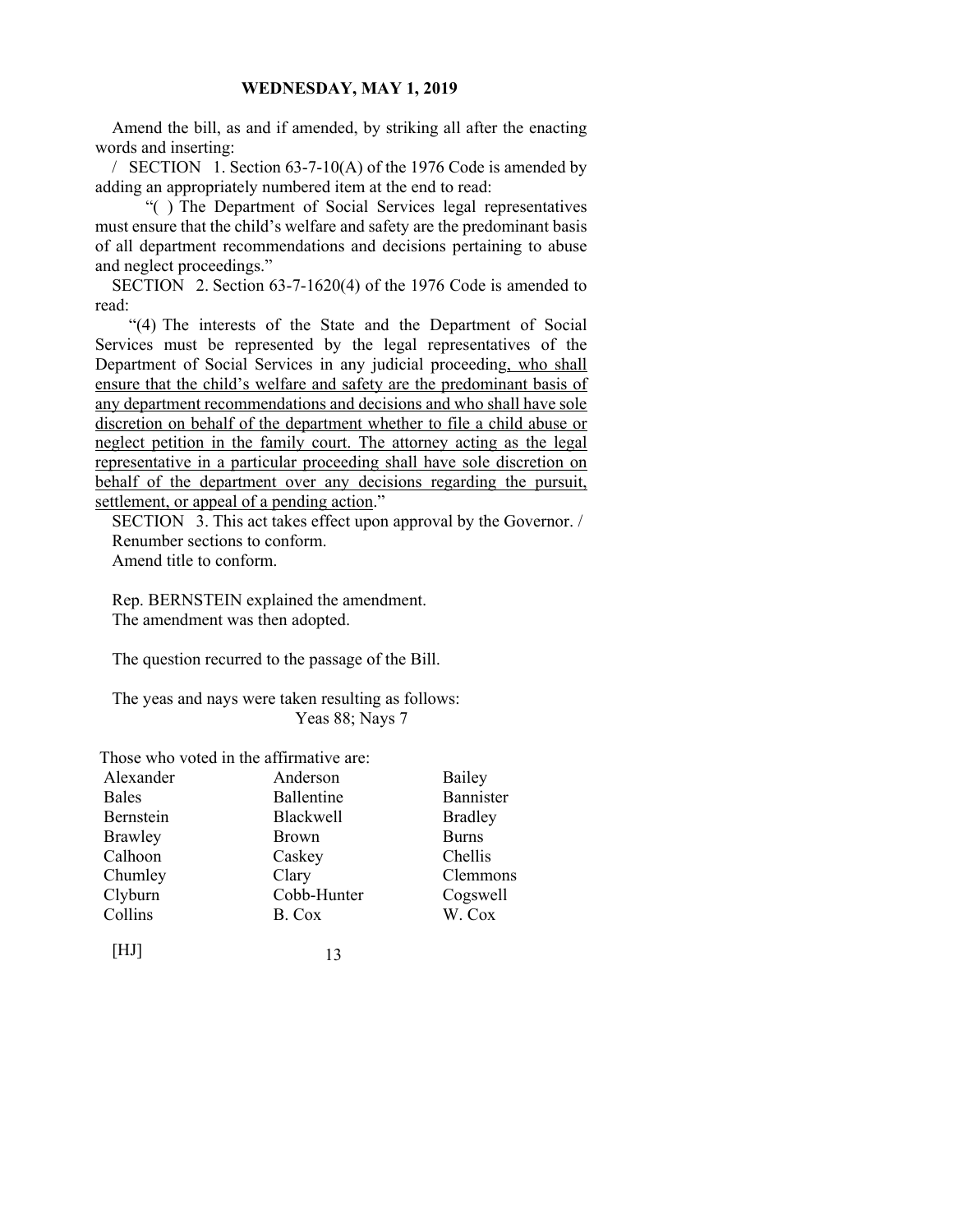Amend the bill, as and if amended, by striking all after the enacting words and inserting:

/ SECTION 1. Section 63-7-10(A) of the 1976 Code is amended by adding an appropriately numbered item at the end to read:

"( ) The Department of Social Services legal representatives must ensure that the child's welfare and safety are the predominant basis of all department recommendations and decisions pertaining to abuse and neglect proceedings."

SECTION 2. Section 63-7-1620(4) of the 1976 Code is amended to read:

"(4) The interests of the State and the Department of Social Services must be represented by the legal representatives of the Department of Social Services in any judicial proceeding<u>, who shall ensure that the child's welfare and safety are the predominant basis of any department recommendations and decisions and who shall have sole discretion on behalf of the department whether to file a child abuse or neglect petition in the family court. The attorney acting as the legal representative in a particular proceeding shall have sole discretion on behalf of the department over any decisions regarding the pursuit, settlement, or appeal of a pending action</u>."

SECTION 3. This act takes effect upon approval by the Governor. /

Renumber sections to conform.

Amend title to conform.

Rep. BERNSTEIN explained the amendment.

The amendment was then adopted.

The question recurred to the passage of the Bill.

The yeas and nays were taken resulting as follows:

Yeas 88; Nays 7

Those who voted in the affirmative are:

| | | |
|---|---|---|
| Alexander | Anderson | Bailey |
| Bales | Ballentine | Bannister |
| Bernstein | Blackwell | Bradley |
| Brawley | Brown | Burns |
| Calhoon | Caskey | Chellis |
| Chumley | Clary | Clemmons |
| Clyburn | Cobb-Hunter | Cogswell |
| Collins | B. Cox | W. Cox |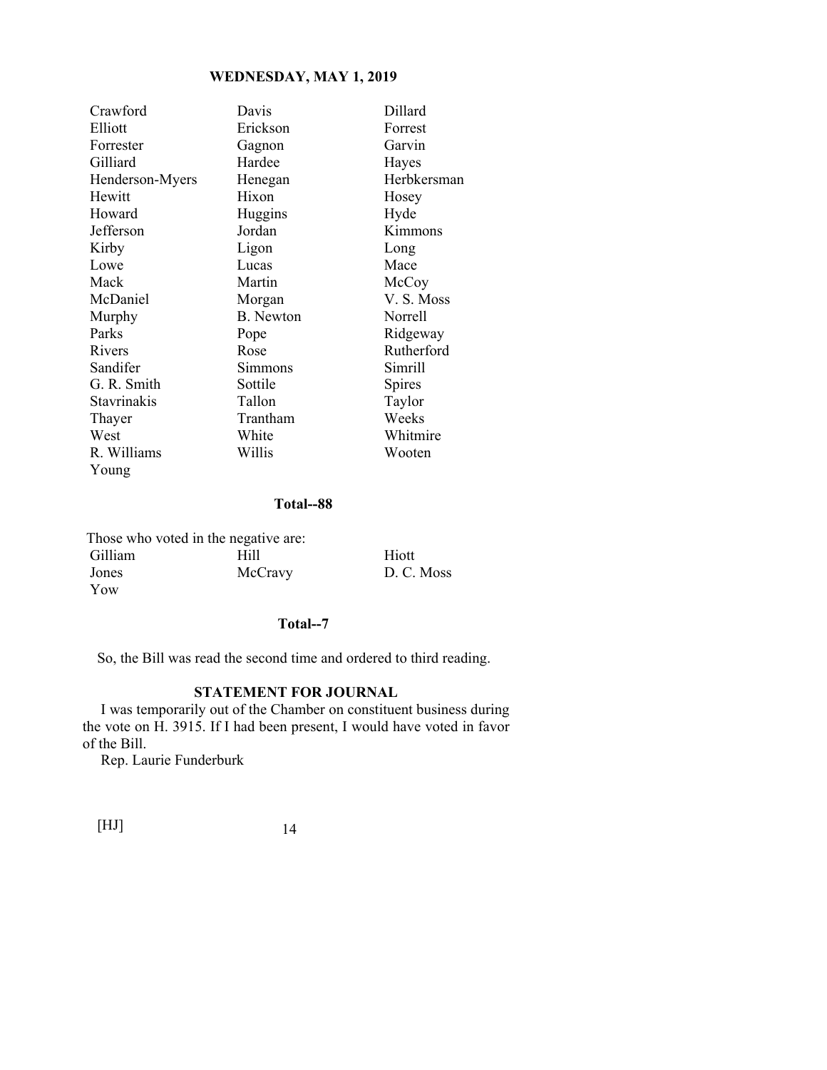| | | |
|---|---|---|
| Crawford | Davis | Dillard |
| Elliott | Erickson | Forrest |
| Forrester | Gagnon | Garvin |
| Gilliard | Hardee | Hayes |
| Henderson-Myers | Henegan | Herbkersman |
| Hewitt | Hixon | Hosey |
| Howard | Huggins | Hyde |
| Jefferson | Jordan | Kimmons |
| Kirby | Ligon | Long |
| Lowe | Lucas | Mace |
| Mack | Martin | McCoy |
| McDaniel | Morgan | V. S. Moss |
| Murphy | B. Newton | Norrell |
| Parks | Pope | Ridgeway |
| Rivers | Rose | Rutherford |
| Sandifer | Simmons | Simrill |
| G. R. Smith | Sottile | Spires |
| Stavrinakis | Tallon | Taylor |
| Thayer | Trantham | Weeks |
| West | White | Whitmire |
| R. Williams | Willis | Wooten |
| Young | | |

**Total--88**

Those who voted in the negative are:

| | | |
|---|---|---|
| Gilliam | Hill | Hiott |
| Jones | McCravy | D. C. Moss |
| Yow | | |

**Total--7**

So, the Bill was read the second time and ordered to third reading.

**STATEMENT FOR JOURNAL**

I was temporarily out of the Chamber on constituent business during the vote on H. 3915. If I had been present, I would have voted in favor of the Bill.

Rep. Laurie Funderburk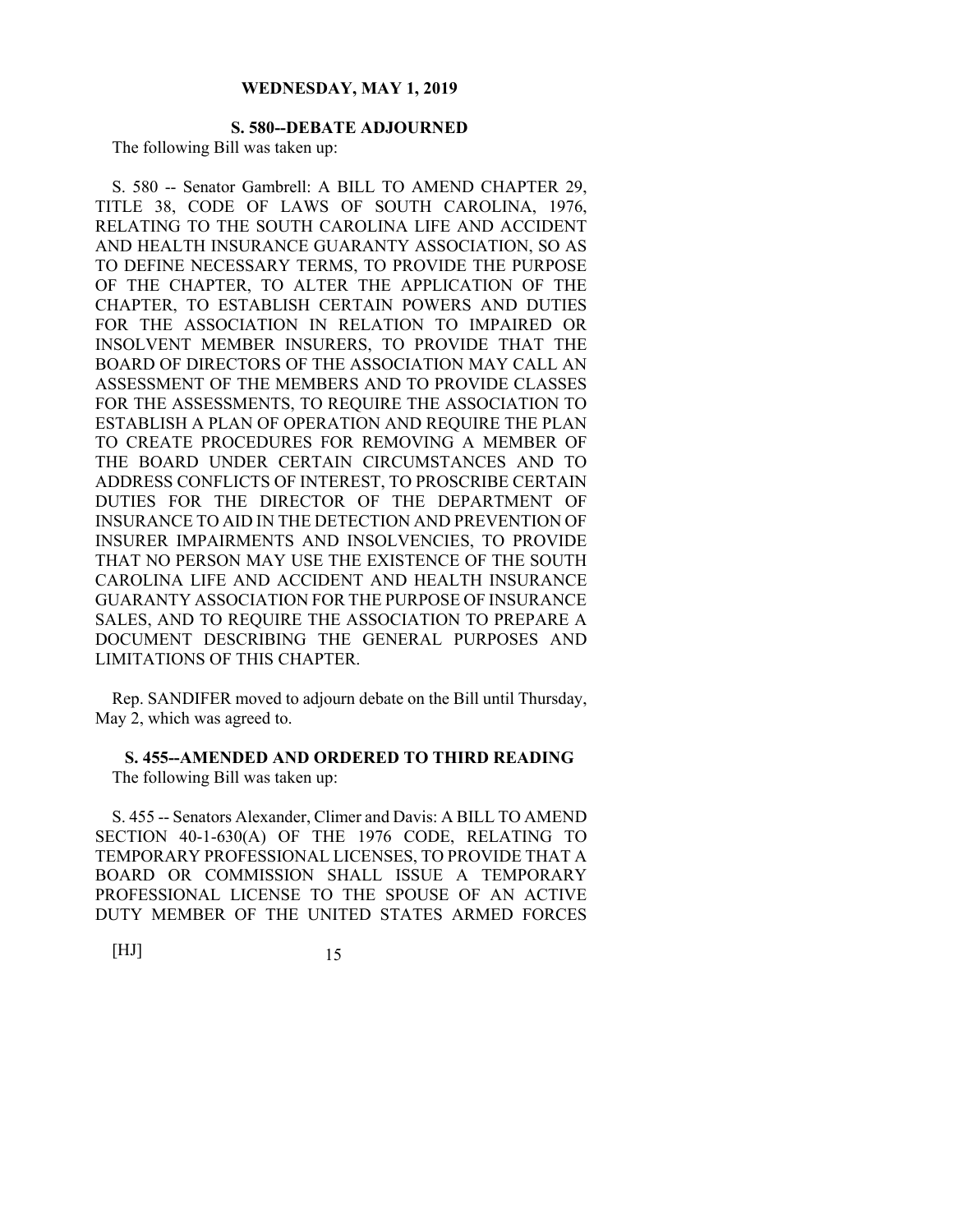### S. 580--DEBATE ADJOURNED

The following Bill was taken up:

S. 580 -- Senator Gambrell: A BILL TO AMEND CHAPTER 29, TITLE 38, CODE OF LAWS OF SOUTH CAROLINA, 1976, RELATING TO THE SOUTH CAROLINA LIFE AND ACCIDENT AND HEALTH INSURANCE GUARANTY ASSOCIATION, SO AS TO DEFINE NECESSARY TERMS, TO PROVIDE THE PURPOSE OF THE CHAPTER, TO ALTER THE APPLICATION OF THE CHAPTER, TO ESTABLISH CERTAIN POWERS AND DUTIES FOR THE ASSOCIATION IN RELATION TO IMPAIRED OR INSOLVENT MEMBER INSURERS, TO PROVIDE THAT THE BOARD OF DIRECTORS OF THE ASSOCIATION MAY CALL AN ASSESSMENT OF THE MEMBERS AND TO PROVIDE CLASSES FOR THE ASSESSMENTS, TO REQUIRE THE ASSOCIATION TO ESTABLISH A PLAN OF OPERATION AND REQUIRE THE PLAN TO CREATE PROCEDURES FOR REMOVING A MEMBER OF THE BOARD UNDER CERTAIN CIRCUMSTANCES AND TO ADDRESS CONFLICTS OF INTEREST, TO PROSCRIBE CERTAIN DUTIES FOR THE DIRECTOR OF THE DEPARTMENT OF INSURANCE TO AID IN THE DETECTION AND PREVENTION OF INSURER IMPAIRMENTS AND INSOLVENCIES, TO PROVIDE THAT NO PERSON MAY USE THE EXISTENCE OF THE SOUTH CAROLINA LIFE AND ACCIDENT AND HEALTH INSURANCE GUARANTY ASSOCIATION FOR THE PURPOSE OF INSURANCE SALES, AND TO REQUIRE THE ASSOCIATION TO PREPARE A DOCUMENT DESCRIBING THE GENERAL PURPOSES AND LIMITATIONS OF THIS CHAPTER.

Rep. SANDIFER moved to adjourn debate on the Bill until Thursday, May 2, which was agreed to.

### S. 455--AMENDED AND ORDERED TO THIRD READING

The following Bill was taken up:

S. 455 -- Senators Alexander, Climer and Davis: A BILL TO AMEND SECTION 40-1-630(A) OF THE 1976 CODE, RELATING TO TEMPORARY PROFESSIONAL LICENSES, TO PROVIDE THAT A BOARD OR COMMISSION SHALL ISSUE A TEMPORARY PROFESSIONAL LICENSE TO THE SPOUSE OF AN ACTIVE DUTY MEMBER OF THE UNITED STATES ARMED FORCES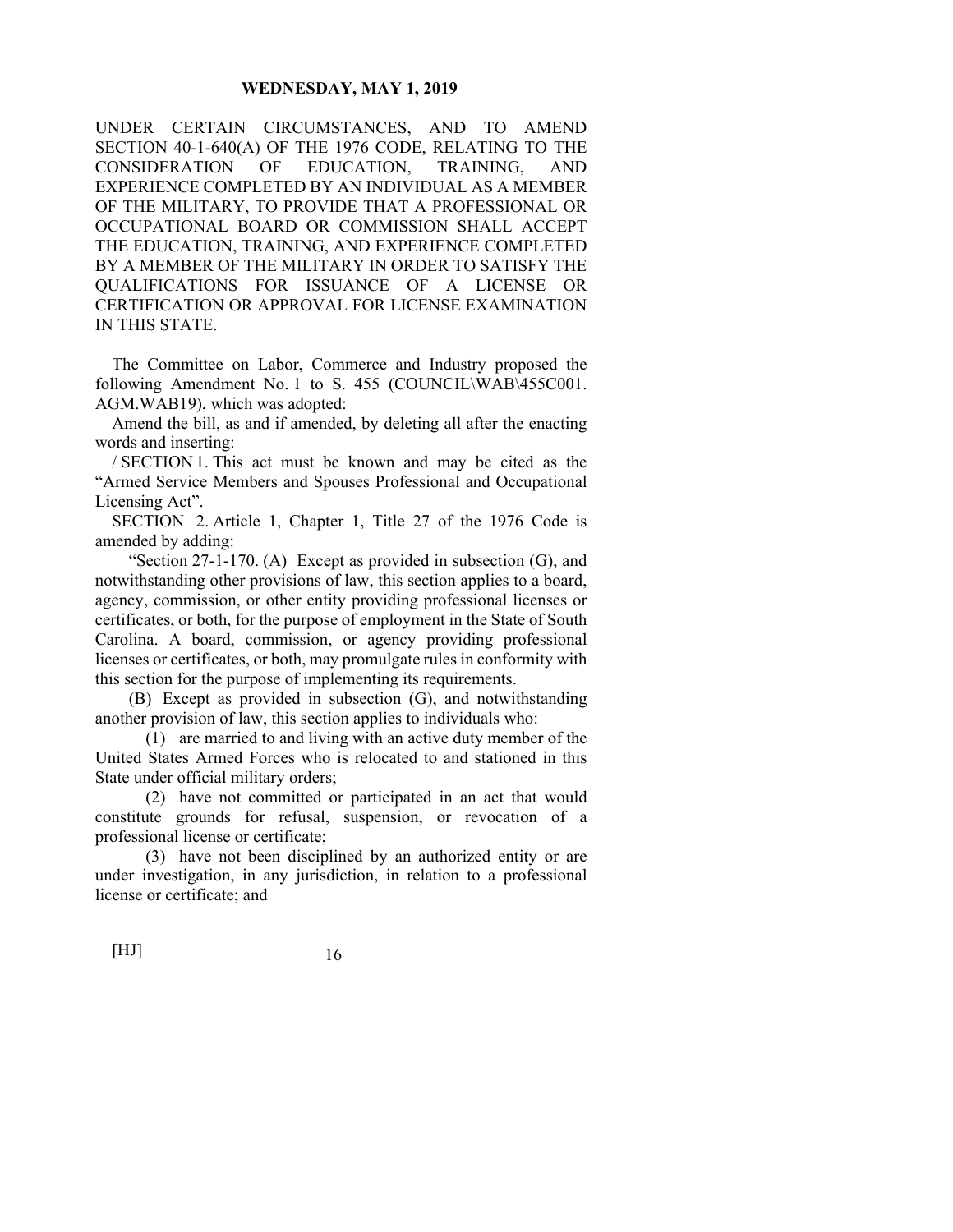UNDER CERTAIN CIRCUMSTANCES, AND TO AMEND SECTION 40-1-640(A) OF THE 1976 CODE, RELATING TO THE CONSIDERATION OF EDUCATION, TRAINING, AND EXPERIENCE COMPLETED BY AN INDIVIDUAL AS A MEMBER OF THE MILITARY, TO PROVIDE THAT A PROFESSIONAL OR OCCUPATIONAL BOARD OR COMMISSION SHALL ACCEPT THE EDUCATION, TRAINING, AND EXPERIENCE COMPLETED BY A MEMBER OF THE MILITARY IN ORDER TO SATISFY THE QUALIFICATIONS FOR ISSUANCE OF A LICENSE OR CERTIFICATION OR APPROVAL FOR LICENSE EXAMINATION IN THIS STATE.

The Committee on Labor, Commerce and Industry proposed the following Amendment No. 1 to S. 455 (COUNCIL\WAB\455C001.AGM.WAB19), which was adopted:

Amend the bill, as and if amended, by deleting all after the enacting words and inserting:

/ SECTION 1. This act must be known and may be cited as the "Armed Service Members and Spouses Professional and Occupational Licensing Act".

SECTION 2. Article 1, Chapter 1, Title 27 of the 1976 Code is amended by adding:

"Section 27-1-170. (A) Except as provided in subsection (G), and notwithstanding other provisions of law, this section applies to a board, agency, commission, or other entity providing professional licenses or certificates, or both, for the purpose of employment in the State of South Carolina. A board, commission, or agency providing professional licenses or certificates, or both, may promulgate rules in conformity with this section for the purpose of implementing its requirements.

(B) Except as provided in subsection (G), and notwithstanding another provision of law, this section applies to individuals who:

(1) are married to and living with an active duty member of the United States Armed Forces who is relocated to and stationed in this State under official military orders;

(2) have not committed or participated in an act that would constitute grounds for refusal, suspension, or revocation of a professional license or certificate;

(3) have not been disciplined by an authorized entity or are under investigation, in any jurisdiction, in relation to a professional license or certificate; and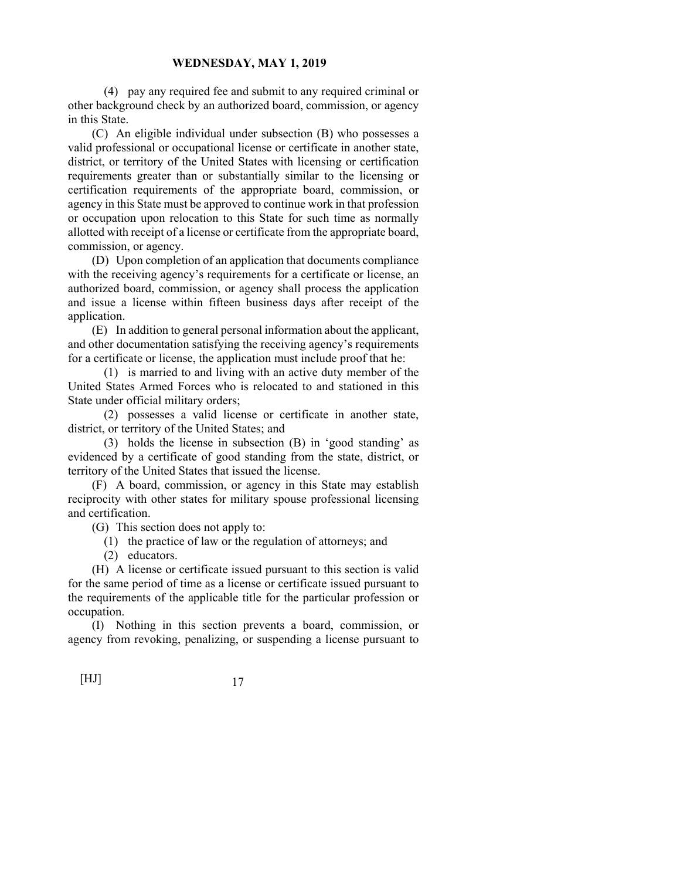(4) pay any required fee and submit to any required criminal or other background check by an authorized board, commission, or agency in this State.

(C) An eligible individual under subsection (B) who possesses a valid professional or occupational license or certificate in another state, district, or territory of the United States with licensing or certification requirements greater than or substantially similar to the licensing or certification requirements of the appropriate board, commission, or agency in this State must be approved to continue work in that profession or occupation upon relocation to this State for such time as normally allotted with receipt of a license or certificate from the appropriate board, commission, or agency.

(D) Upon completion of an application that documents compliance with the receiving agency's requirements for a certificate or license, an authorized board, commission, or agency shall process the application and issue a license within fifteen business days after receipt of the application.

(E) In addition to general personal information about the applicant, and other documentation satisfying the receiving agency's requirements for a certificate or license, the application must include proof that he:

(1) is married to and living with an active duty member of the United States Armed Forces who is relocated to and stationed in this State under official military orders;

(2) possesses a valid license or certificate in another state, district, or territory of the United States; and

(3) holds the license in subsection (B) in 'good standing' as evidenced by a certificate of good standing from the state, district, or territory of the United States that issued the license.

(F) A board, commission, or agency in this State may establish reciprocity with other states for military spouse professional licensing and certification.

(G) This section does not apply to:

(1) the practice of law or the regulation of attorneys; and

(2) educators.

(H) A license or certificate issued pursuant to this section is valid for the same period of time as a license or certificate issued pursuant to the requirements of the applicable title for the particular profession or occupation.

(I) Nothing in this section prevents a board, commission, or agency from revoking, penalizing, or suspending a license pursuant to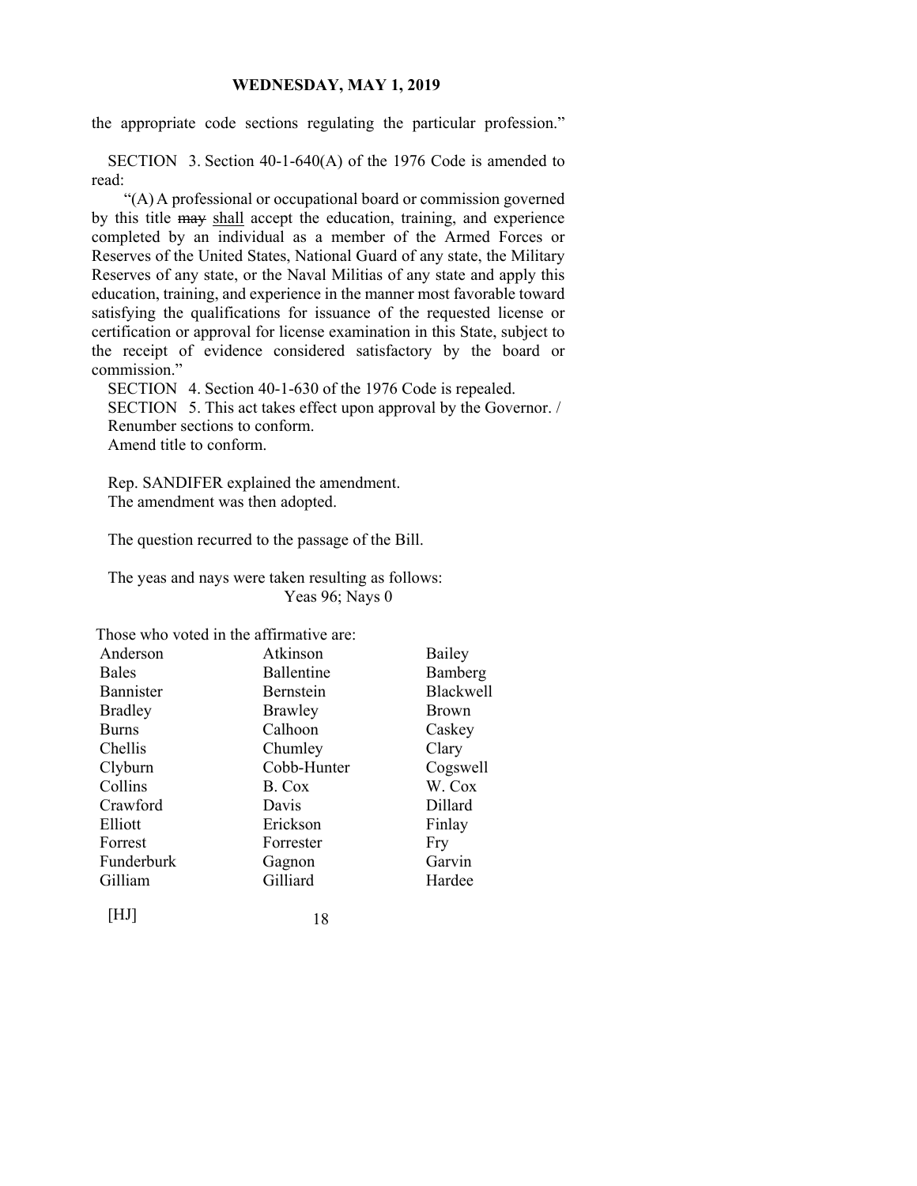the appropriate code sections regulating the particular profession."

SECTION 3. Section 40-1-640(A) of the 1976 Code is amended to read:

"(A) A professional or occupational board or commission governed by this title ~~may~~ <u>shall</u> accept the education, training, and experience completed by an individual as a member of the Armed Forces or Reserves of the United States, National Guard of any state, the Military Reserves of any state, or the Naval Militias of any state and apply this education, training, and experience in the manner most favorable toward satisfying the qualifications for issuance of the requested license or certification or approval for license examination in this State, subject to the receipt of evidence considered satisfactory by the board or commission."

SECTION 4. Section 40-1-630 of the 1976 Code is repealed.

SECTION 5. This act takes effect upon approval by the Governor. /

Renumber sections to conform.

Amend title to conform.

Rep. SANDIFER explained the amendment.

The amendment was then adopted.

The question recurred to the passage of the Bill.

The yeas and nays were taken resulting as follows:

Yeas 96; Nays 0

Those who voted in the affirmative are:

| | | |
|---|---|---|
| Anderson | Atkinson | Bailey |
| Bales | Ballentine | Bamberg |
| Bannister | Bernstein | Blackwell |
| Bradley | Brawley | Brown |
| Burns | Calhoon | Caskey |
| Chellis | Chumley | Clary |
| Clyburn | Cobb-Hunter | Cogswell |
| Collins | B. Cox | W. Cox |
| Crawford | Davis | Dillard |
| Elliott | Erickson | Finlay |
| Forrest | Forrester | Fry |
| Funderburk | Gagnon | Garvin |
| Gilliam | Gilliard | Hardee |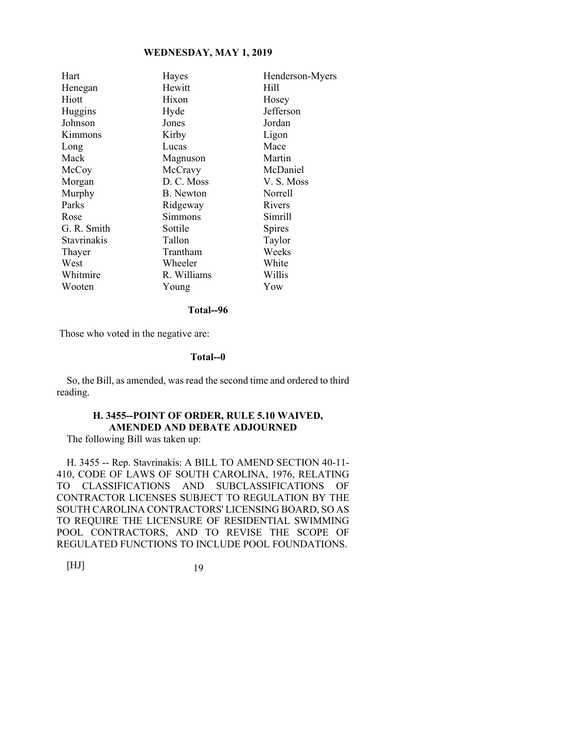| | | |
|---|---|---|
| Hart | Hayes | Henderson-Myers |
| Henegan | Hewitt | Hill |
| Hiott | Hixon | Hosey |
| Huggins | Hyde | Jefferson |
| Johnson | Jones | Jordan |
| Kimmons | Kirby | Ligon |
| Long | Lucas | Mace |
| Mack | Magnuson | Martin |
| McCoy | McCravy | McDaniel |
| Morgan | D. C. Moss | V. S. Moss |
| Murphy | B. Newton | Norrell |
| Parks | Ridgeway | Rivers |
| Rose | Simmons | Simrill |
| G. R. Smith | Sottile | Spires |
| Stavrinakis | Tallon | Taylor |
| Thayer | Trantham | Weeks |
| West | Wheeler | White |
| Whitmire | R. Williams | Willis |
| Wooten | Young | Yow |

**Total--96**

Those who voted in the negative are:

**Total--0**

So, the Bill, as amended, was read the second time and ordered to third reading.

## H. 3455--POINT OF ORDER, RULE 5.10 WAIVED, AMENDED AND DEBATE ADJOURNED

The following Bill was taken up:

H. 3455 -- Rep. Stavrinakis: A BILL TO AMEND SECTION 40-11-410, CODE OF LAWS OF SOUTH CAROLINA, 1976, RELATING TO CLASSIFICATIONS AND SUBCLASSIFICATIONS OF CONTRACTOR LICENSES SUBJECT TO REGULATION BY THE SOUTH CAROLINA CONTRACTORS' LICENSING BOARD, SO AS TO REQUIRE THE LICENSURE OF RESIDENTIAL SWIMMING POOL CONTRACTORS, AND TO REVISE THE SCOPE OF REGULATED FUNCTIONS TO INCLUDE POOL FOUNDATIONS.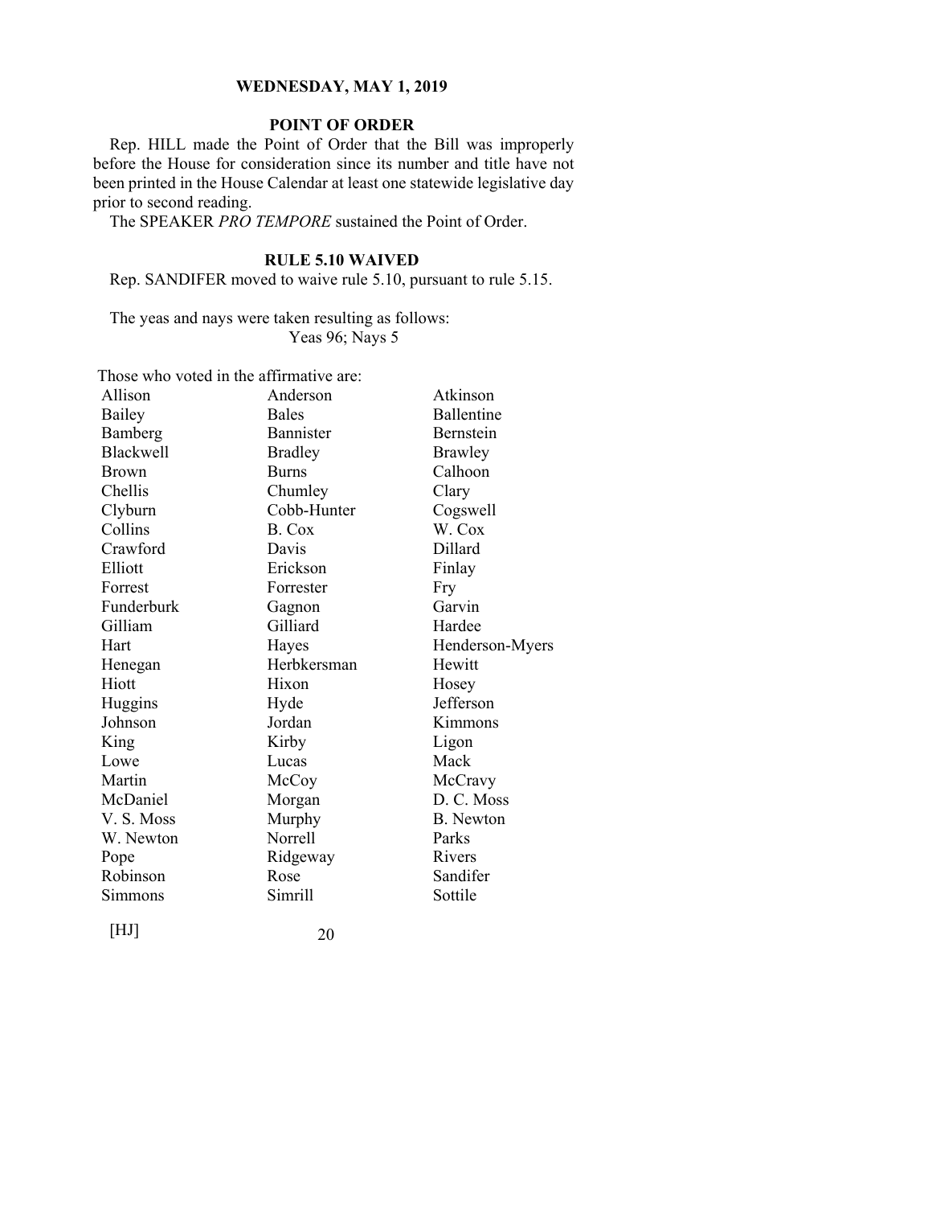### POINT OF ORDER

Rep. HILL made the Point of Order that the Bill was improperly before the House for consideration since its number and title have not been printed in the House Calendar at least one statewide legislative day prior to second reading.

The SPEAKER *PRO TEMPORE* sustained the Point of Order.

### RULE 5.10 WAIVED

Rep. SANDIFER moved to waive rule 5.10, pursuant to rule 5.15.

The yeas and nays were taken resulting as follows:
Yeas 96; Nays 5

Those who voted in the affirmative are:

| | | |
|---|---|---|
| Allison | Anderson | Atkinson |
| Bailey | Bales | Ballentine |
| Bamberg | Bannister | Bernstein |
| Blackwell | Bradley | Brawley |
| Brown | Burns | Calhoon |
| Chellis | Chumley | Clary |
| Clyburn | Cobb-Hunter | Cogswell |
| Collins | B. Cox | W. Cox |
| Crawford | Davis | Dillard |
| Elliott | Erickson | Finlay |
| Forrest | Forrester | Fry |
| Funderburk | Gagnon | Garvin |
| Gilliam | Gilliard | Hardee |
| Hart | Hayes | Henderson-Myers |
| Henegan | Herbkersman | Hewitt |
| Hiott | Hixon | Hosey |
| Huggins | Hyde | Jefferson |
| Johnson | Jordan | Kimmons |
| King | Kirby | Ligon |
| Lowe | Lucas | Mack |
| Martin | McCoy | McCravy |
| McDaniel | Morgan | D. C. Moss |
| V. S. Moss | Murphy | B. Newton |
| W. Newton | Norrell | Parks |
| Pope | Ridgeway | Rivers |
| Robinson | Rose | Sandifer |
| Simmons | Simrill | Sottile |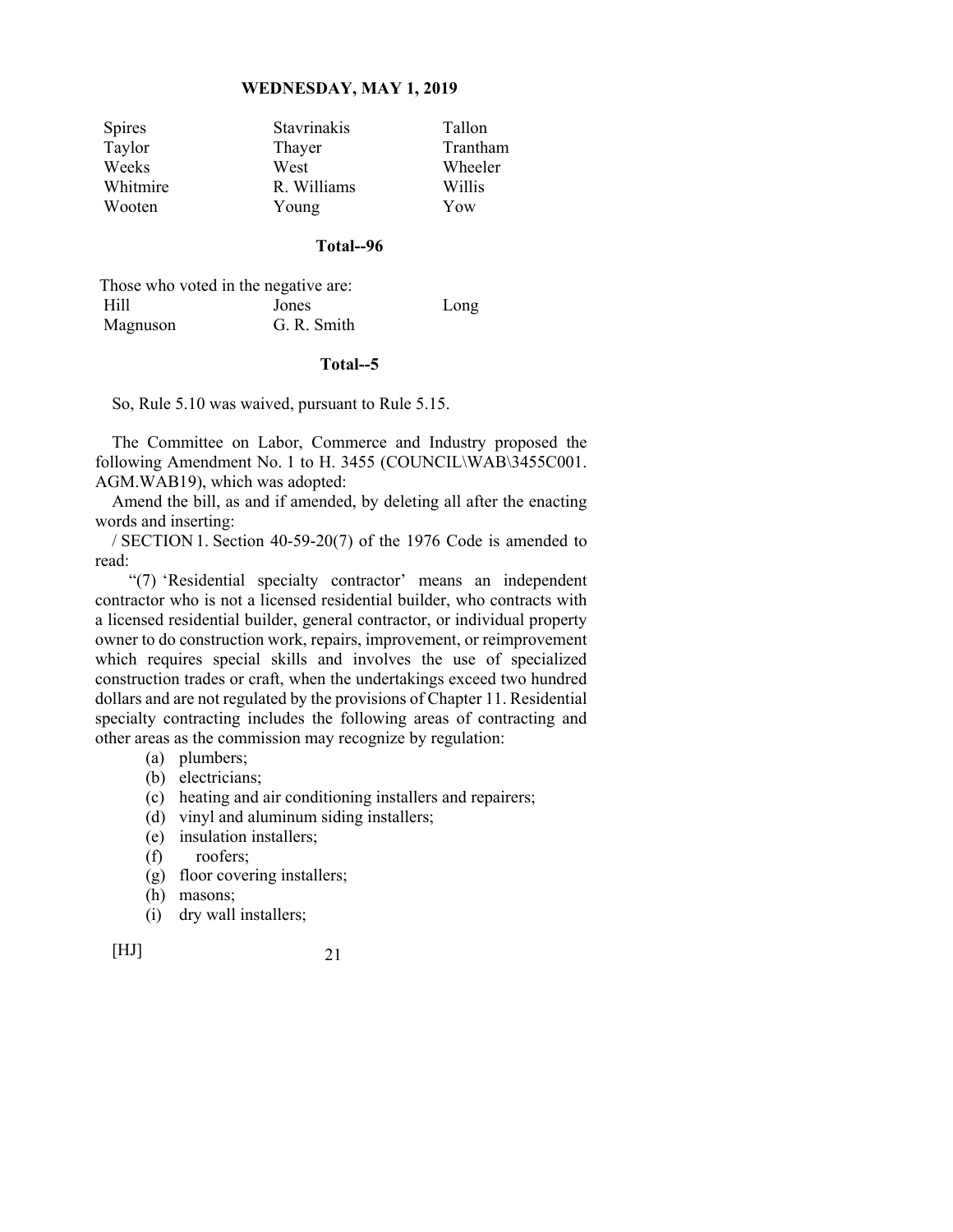| Spires | Stavrinakis | Tallon |
| --- | --- | --- |
| Taylor | Thayer | Trantham |
| Weeks | West | Wheeler |
| Whitmire | R. Williams | Willis |
| Wooten | Young | Yow |

**Total--96**

Those who voted in the negative are:

| Hill | Jones | Long |
| --- | --- | --- |
| Magnuson | G. R. Smith | |

**Total--5**

So, Rule 5.10 was waived, pursuant to Rule 5.15.

The Committee on Labor, Commerce and Industry proposed the following Amendment No. 1 to H. 3455 (COUNCIL\WAB\3455C001.AGM.WAB19), which was adopted:

Amend the bill, as and if amended, by deleting all after the enacting words and inserting:

/ SECTION 1. Section 40-59-20(7) of the 1976 Code is amended to read:

"(7) 'Residential specialty contractor' means an independent contractor who is not a licensed residential builder, who contracts with a licensed residential builder, general contractor, or individual property owner to do construction work, repairs, improvement, or reimprovement which requires special skills and involves the use of specialized construction trades or craft, when the undertakings exceed two hundred dollars and are not regulated by the provisions of Chapter 11. Residential specialty contracting includes the following areas of contracting and other areas as the commission may recognize by regulation:

(a) plumbers;
(b) electricians;
(c) heating and air conditioning installers and repairers;
(d) vinyl and aluminum siding installers;
(e) insulation installers;
(f) roofers;
(g) floor covering installers;
(h) masons;
(i) dry wall installers;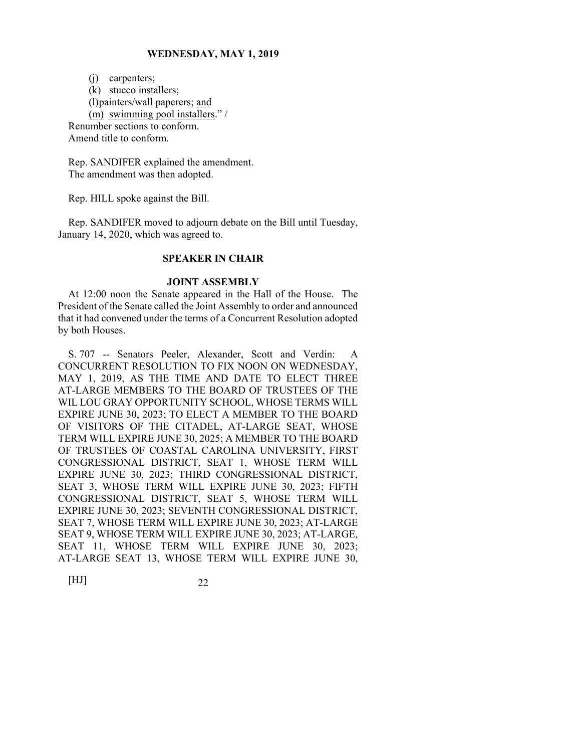(j) carpenters;
(k) stucco installers;
(l)painters/wall paperers; and
(m) swimming pool installers." /
Renumber sections to conform.
Amend title to conform.

Rep. SANDIFER explained the amendment.
The amendment was then adopted.

Rep. HILL spoke against the Bill.

Rep. SANDIFER moved to adjourn debate on the Bill until Tuesday, January 14, 2020, which was agreed to.

**SPEAKER IN CHAIR**

**JOINT ASSEMBLY**

At 12:00 noon the Senate appeared in the Hall of the House. The President of the Senate called the Joint Assembly to order and announced that it had convened under the terms of a Concurrent Resolution adopted by both Houses.

S. 707 -- Senators Peeler, Alexander, Scott and Verdin: A CONCURRENT RESOLUTION TO FIX NOON ON WEDNESDAY, MAY 1, 2019, AS THE TIME AND DATE TO ELECT THREE AT-LARGE MEMBERS TO THE BOARD OF TRUSTEES OF THE WIL LOU GRAY OPPORTUNITY SCHOOL, WHOSE TERMS WILL EXPIRE JUNE 30, 2023; TO ELECT A MEMBER TO THE BOARD OF VISITORS OF THE CITADEL, AT-LARGE SEAT, WHOSE TERM WILL EXPIRE JUNE 30, 2025; A MEMBER TO THE BOARD OF TRUSTEES OF COASTAL CAROLINA UNIVERSITY, FIRST CONGRESSIONAL DISTRICT, SEAT 1, WHOSE TERM WILL EXPIRE JUNE 30, 2023; THIRD CONGRESSIONAL DISTRICT, SEAT 3, WHOSE TERM WILL EXPIRE JUNE 30, 2023; FIFTH CONGRESSIONAL DISTRICT, SEAT 5, WHOSE TERM WILL EXPIRE JUNE 30, 2023; SEVENTH CONGRESSIONAL DISTRICT, SEAT 7, WHOSE TERM WILL EXPIRE JUNE 30, 2023; AT-LARGE SEAT 9, WHOSE TERM WILL EXPIRE JUNE 30, 2023; AT-LARGE, SEAT 11, WHOSE TERM WILL EXPIRE JUNE 30, 2023; AT-LARGE SEAT 13, WHOSE TERM WILL EXPIRE JUNE 30,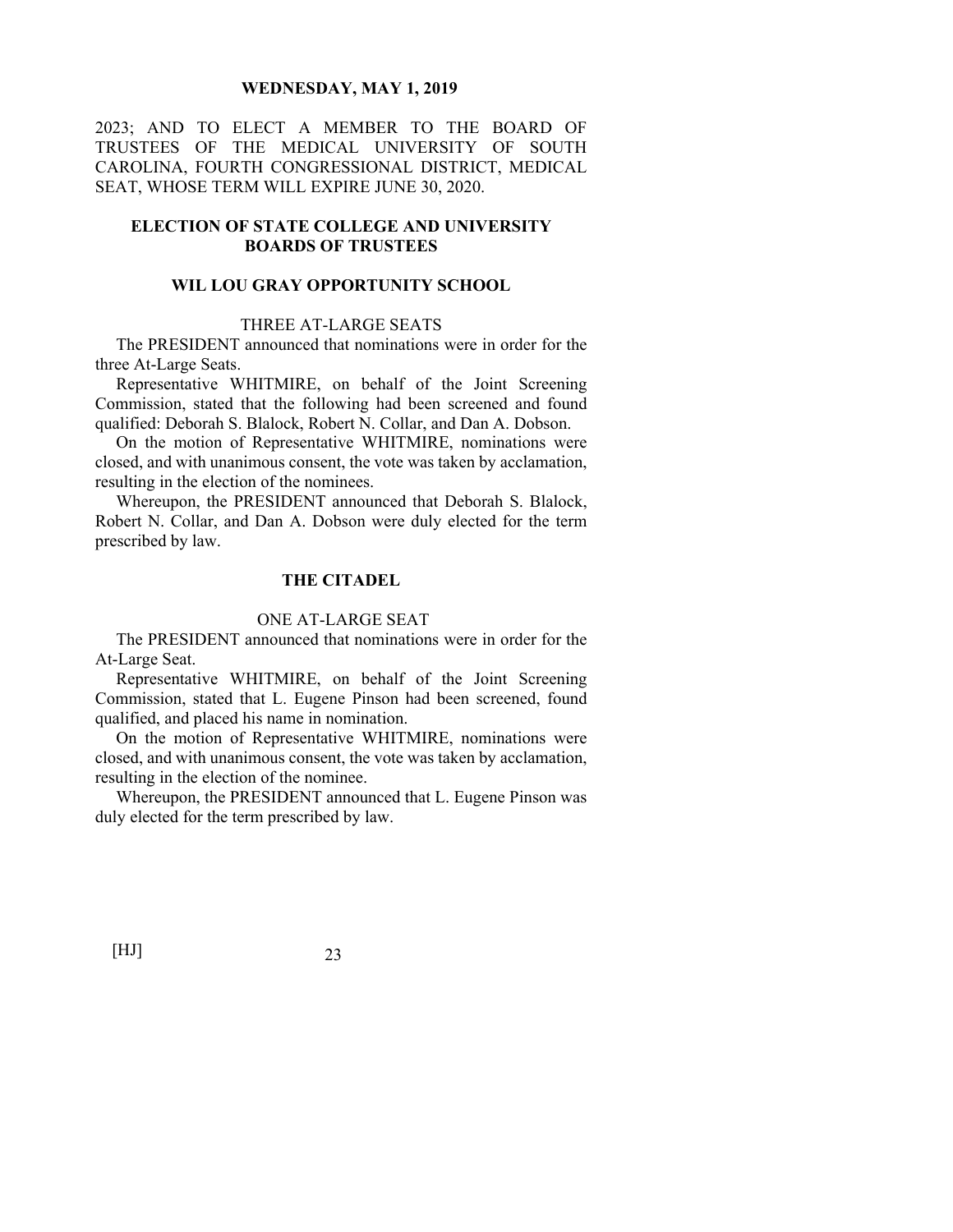2023; AND TO ELECT A MEMBER TO THE BOARD OF TRUSTEES OF THE MEDICAL UNIVERSITY OF SOUTH CAROLINA, FOURTH CONGRESSIONAL DISTRICT, MEDICAL SEAT, WHOSE TERM WILL EXPIRE JUNE 30, 2020.

## ELECTION OF STATE COLLEGE AND UNIVERSITY BOARDS OF TRUSTEES

### WIL LOU GRAY OPPORTUNITY SCHOOL

THREE AT-LARGE SEATS

The PRESIDENT announced that nominations were in order for the three At-Large Seats.

Representative WHITMIRE, on behalf of the Joint Screening Commission, stated that the following had been screened and found qualified: Deborah S. Blalock, Robert N. Collar, and Dan A. Dobson.

On the motion of Representative WHITMIRE, nominations were closed, and with unanimous consent, the vote was taken by acclamation, resulting in the election of the nominees.

Whereupon, the PRESIDENT announced that Deborah S. Blalock, Robert N. Collar, and Dan A. Dobson were duly elected for the term prescribed by law.

### THE CITADEL

ONE AT-LARGE SEAT

The PRESIDENT announced that nominations were in order for the At-Large Seat.

Representative WHITMIRE, on behalf of the Joint Screening Commission, stated that L. Eugene Pinson had been screened, found qualified, and placed his name in nomination.

On the motion of Representative WHITMIRE, nominations were closed, and with unanimous consent, the vote was taken by acclamation, resulting in the election of the nominee.

Whereupon, the PRESIDENT announced that L. Eugene Pinson was duly elected for the term prescribed by law.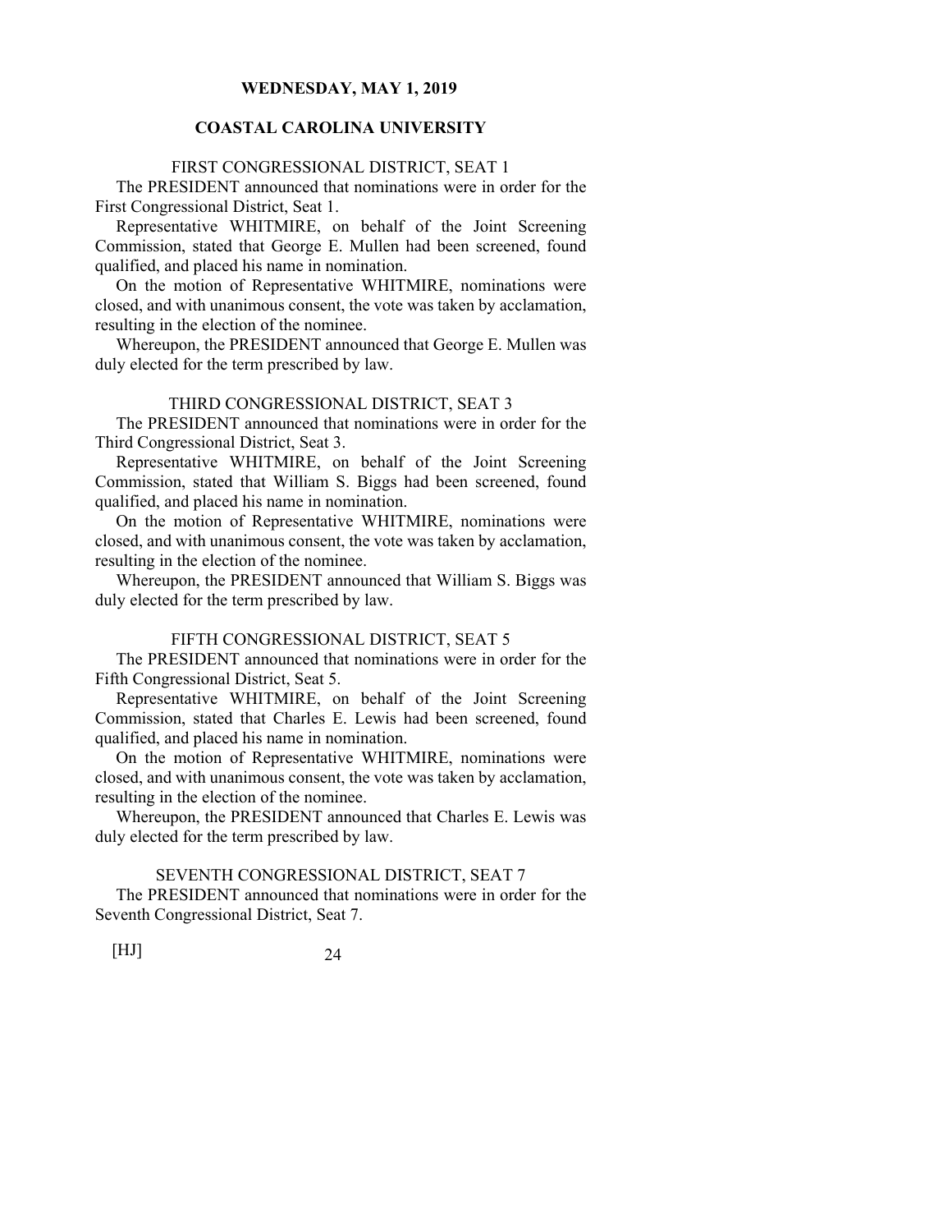## COASTAL CAROLINA UNIVERSITY

### FIRST CONGRESSIONAL DISTRICT, SEAT 1

The PRESIDENT announced that nominations were in order for the First Congressional District, Seat 1.

Representative WHITMIRE, on behalf of the Joint Screening Commission, stated that George E. Mullen had been screened, found qualified, and placed his name in nomination.

On the motion of Representative WHITMIRE, nominations were closed, and with unanimous consent, the vote was taken by acclamation, resulting in the election of the nominee.

Whereupon, the PRESIDENT announced that George E. Mullen was duly elected for the term prescribed by law.

### THIRD CONGRESSIONAL DISTRICT, SEAT 3

The PRESIDENT announced that nominations were in order for the Third Congressional District, Seat 3.

Representative WHITMIRE, on behalf of the Joint Screening Commission, stated that William S. Biggs had been screened, found qualified, and placed his name in nomination.

On the motion of Representative WHITMIRE, nominations were closed, and with unanimous consent, the vote was taken by acclamation, resulting in the election of the nominee.

Whereupon, the PRESIDENT announced that William S. Biggs was duly elected for the term prescribed by law.

### FIFTH CONGRESSIONAL DISTRICT, SEAT 5

The PRESIDENT announced that nominations were in order for the Fifth Congressional District, Seat 5.

Representative WHITMIRE, on behalf of the Joint Screening Commission, stated that Charles E. Lewis had been screened, found qualified, and placed his name in nomination.

On the motion of Representative WHITMIRE, nominations were closed, and with unanimous consent, the vote was taken by acclamation, resulting in the election of the nominee.

Whereupon, the PRESIDENT announced that Charles E. Lewis was duly elected for the term prescribed by law.

### SEVENTH CONGRESSIONAL DISTRICT, SEAT 7

The PRESIDENT announced that nominations were in order for the Seventh Congressional District, Seat 7.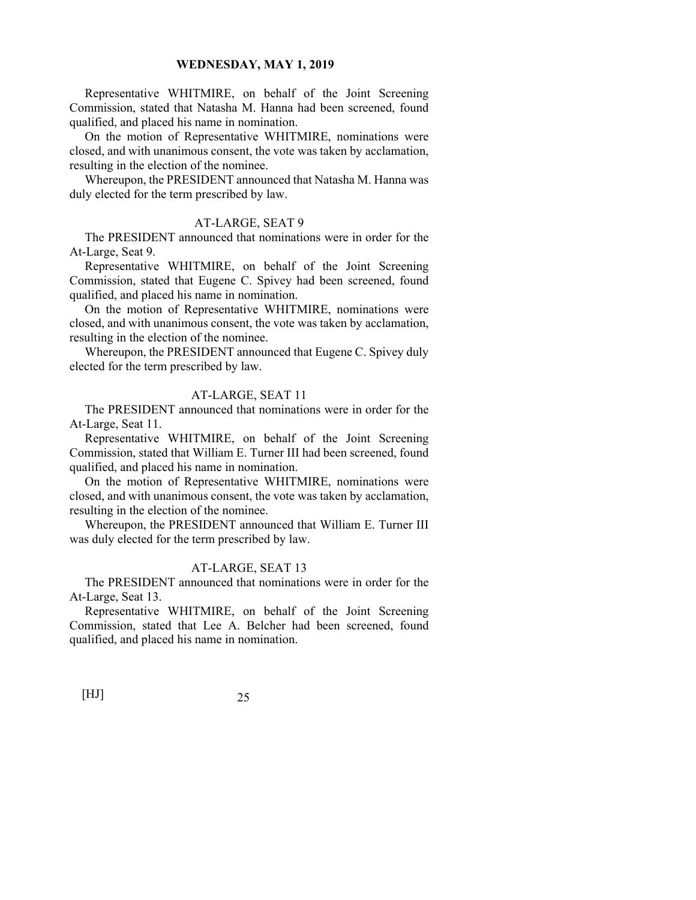Representative WHITMIRE, on behalf of the Joint Screening Commission, stated that Natasha M. Hanna had been screened, found qualified, and placed his name in nomination.

On the motion of Representative WHITMIRE, nominations were closed, and with unanimous consent, the vote was taken by acclamation, resulting in the election of the nominee.

Whereupon, the PRESIDENT announced that Natasha M. Hanna was duly elected for the term prescribed by law.

### AT-LARGE, SEAT 9

The PRESIDENT announced that nominations were in order for the At-Large, Seat 9.

Representative WHITMIRE, on behalf of the Joint Screening Commission, stated that Eugene C. Spivey had been screened, found qualified, and placed his name in nomination.

On the motion of Representative WHITMIRE, nominations were closed, and with unanimous consent, the vote was taken by acclamation, resulting in the election of the nominee.

Whereupon, the PRESIDENT announced that Eugene C. Spivey duly elected for the term prescribed by law.

### AT-LARGE, SEAT 11

The PRESIDENT announced that nominations were in order for the At-Large, Seat 11.

Representative WHITMIRE, on behalf of the Joint Screening Commission, stated that William E. Turner III had been screened, found qualified, and placed his name in nomination.

On the motion of Representative WHITMIRE, nominations were closed, and with unanimous consent, the vote was taken by acclamation, resulting in the election of the nominee.

Whereupon, the PRESIDENT announced that William E. Turner III was duly elected for the term prescribed by law.

### AT-LARGE, SEAT 13

The PRESIDENT announced that nominations were in order for the At-Large, Seat 13.

Representative WHITMIRE, on behalf of the Joint Screening Commission, stated that Lee A. Belcher had been screened, found qualified, and placed his name in nomination.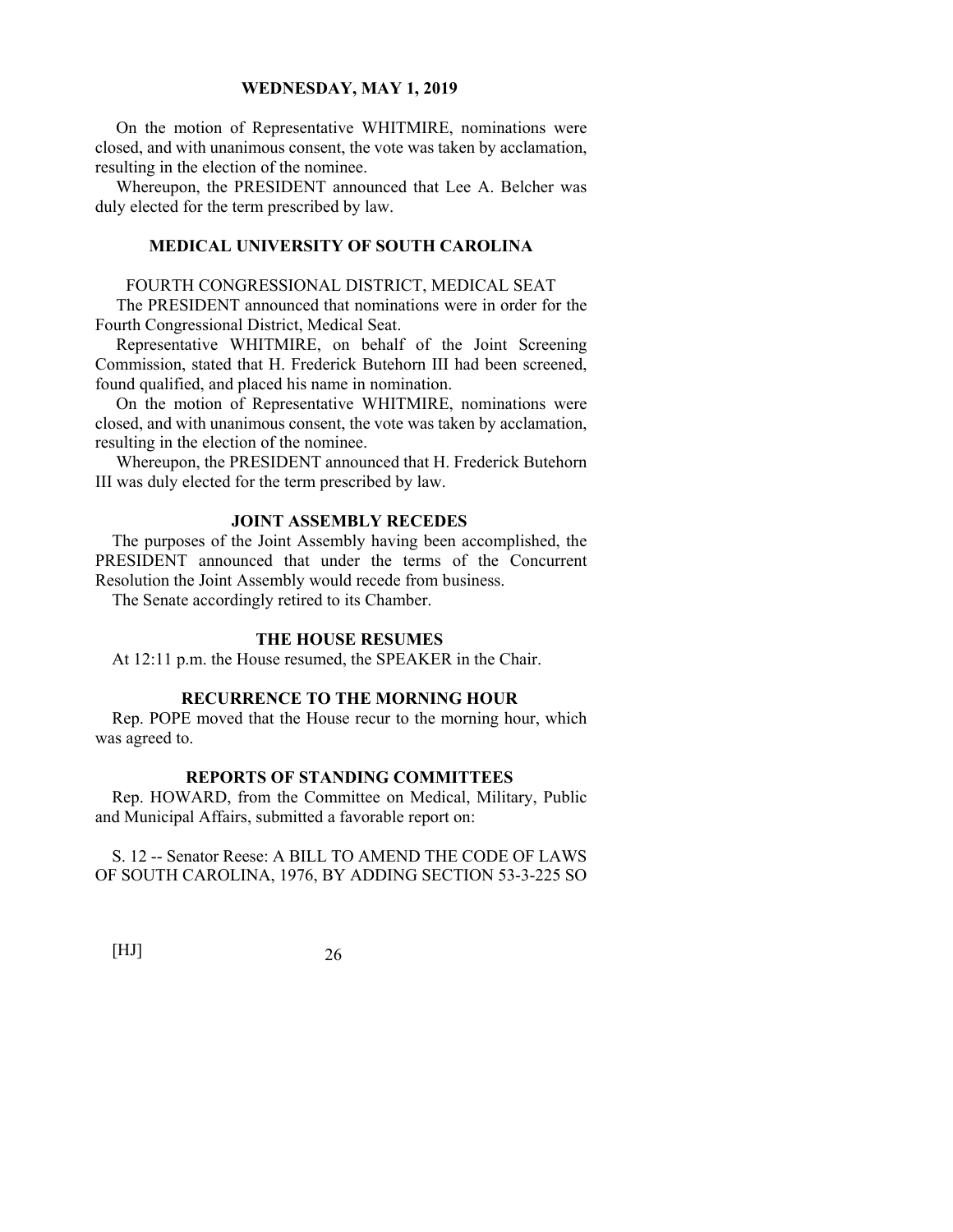On the motion of Representative WHITMIRE, nominations were closed, and with unanimous consent, the vote was taken by acclamation, resulting in the election of the nominee.

Whereupon, the PRESIDENT announced that Lee A. Belcher was duly elected for the term prescribed by law.

## MEDICAL UNIVERSITY OF SOUTH CAROLINA

FOURTH CONGRESSIONAL DISTRICT, MEDICAL SEAT

The PRESIDENT announced that nominations were in order for the Fourth Congressional District, Medical Seat.

Representative WHITMIRE, on behalf of the Joint Screening Commission, stated that H. Frederick Butehorn III had been screened, found qualified, and placed his name in nomination.

On the motion of Representative WHITMIRE, nominations were closed, and with unanimous consent, the vote was taken by acclamation, resulting in the election of the nominee.

Whereupon, the PRESIDENT announced that H. Frederick Butehorn III was duly elected for the term prescribed by law.

## JOINT ASSEMBLY RECEDES

The purposes of the Joint Assembly having been accomplished, the PRESIDENT announced that under the terms of the Concurrent Resolution the Joint Assembly would recede from business.

The Senate accordingly retired to its Chamber.

## THE HOUSE RESUMES

At 12:11 p.m. the House resumed, the SPEAKER in the Chair.

## RECURRENCE TO THE MORNING HOUR

Rep. POPE moved that the House recur to the morning hour, which was agreed to.

## REPORTS OF STANDING COMMITTEES

Rep. HOWARD, from the Committee on Medical, Military, Public and Municipal Affairs, submitted a favorable report on:

S. 12 -- Senator Reese: A BILL TO AMEND THE CODE OF LAWS OF SOUTH CAROLINA, 1976, BY ADDING SECTION 53-3-225 SO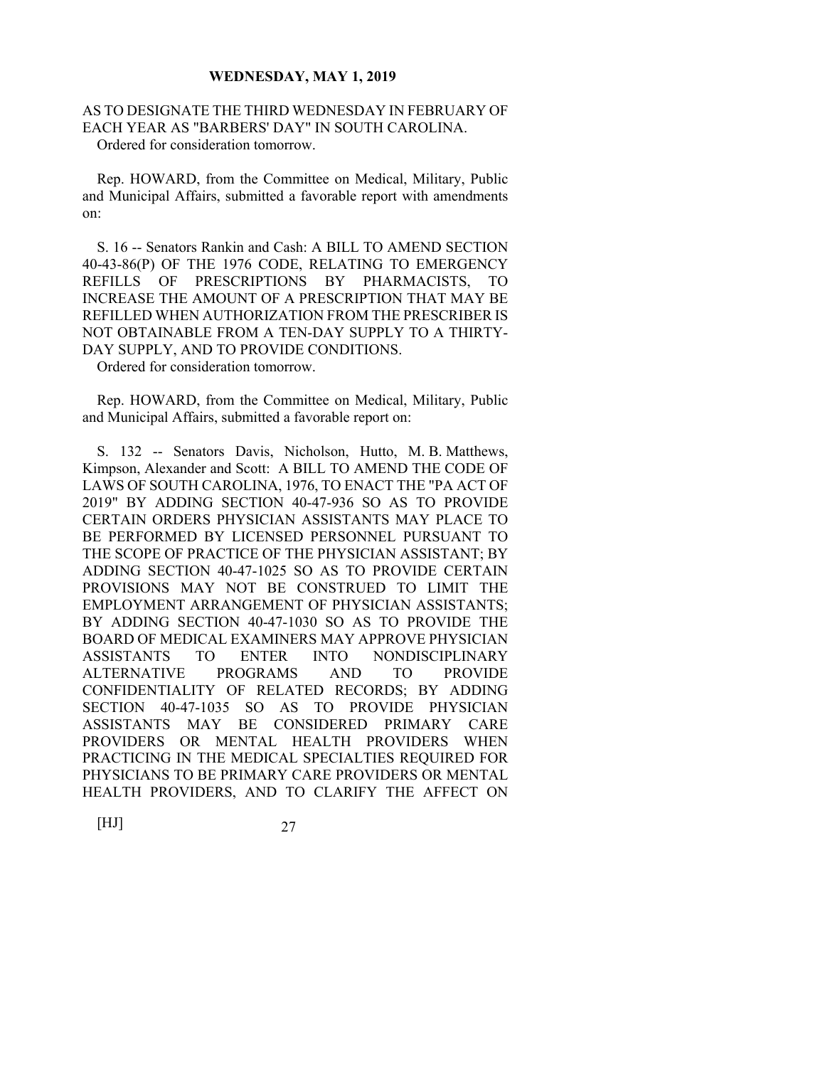AS TO DESIGNATE THE THIRD WEDNESDAY IN FEBRUARY OF EACH YEAR AS "BARBERS' DAY" IN SOUTH CAROLINA.

Ordered for consideration tomorrow.

Rep. HOWARD, from the Committee on Medical, Military, Public and Municipal Affairs, submitted a favorable report with amendments on:

S. 16 -- Senators Rankin and Cash: A BILL TO AMEND SECTION 40-43-86(P) OF THE 1976 CODE, RELATING TO EMERGENCY REFILLS OF PRESCRIPTIONS BY PHARMACISTS, TO INCREASE THE AMOUNT OF A PRESCRIPTION THAT MAY BE REFILLED WHEN AUTHORIZATION FROM THE PRESCRIBER IS NOT OBTAINABLE FROM A TEN-DAY SUPPLY TO A THIRTY-DAY SUPPLY, AND TO PROVIDE CONDITIONS.

Ordered for consideration tomorrow.

Rep. HOWARD, from the Committee on Medical, Military, Public and Municipal Affairs, submitted a favorable report on:

S. 132 -- Senators Davis, Nicholson, Hutto, M. B. Matthews, Kimpson, Alexander and Scott: A BILL TO AMEND THE CODE OF LAWS OF SOUTH CAROLINA, 1976, TO ENACT THE "PA ACT OF 2019" BY ADDING SECTION 40-47-936 SO AS TO PROVIDE CERTAIN ORDERS PHYSICIAN ASSISTANTS MAY PLACE TO BE PERFORMED BY LICENSED PERSONNEL PURSUANT TO THE SCOPE OF PRACTICE OF THE PHYSICIAN ASSISTANT; BY ADDING SECTION 40-47-1025 SO AS TO PROVIDE CERTAIN PROVISIONS MAY NOT BE CONSTRUED TO LIMIT THE EMPLOYMENT ARRANGEMENT OF PHYSICIAN ASSISTANTS; BY ADDING SECTION 40-47-1030 SO AS TO PROVIDE THE BOARD OF MEDICAL EXAMINERS MAY APPROVE PHYSICIAN ASSISTANTS TO ENTER INTO NONDISCIPLINARY ALTERNATIVE PROGRAMS AND TO PROVIDE CONFIDENTIALITY OF RELATED RECORDS; BY ADDING SECTION 40-47-1035 SO AS TO PROVIDE PHYSICIAN ASSISTANTS MAY BE CONSIDERED PRIMARY CARE PROVIDERS OR MENTAL HEALTH PROVIDERS WHEN PRACTICING IN THE MEDICAL SPECIALTIES REQUIRED FOR PHYSICIANS TO BE PRIMARY CARE PROVIDERS OR MENTAL HEALTH PROVIDERS, AND TO CLARIFY THE AFFECT ON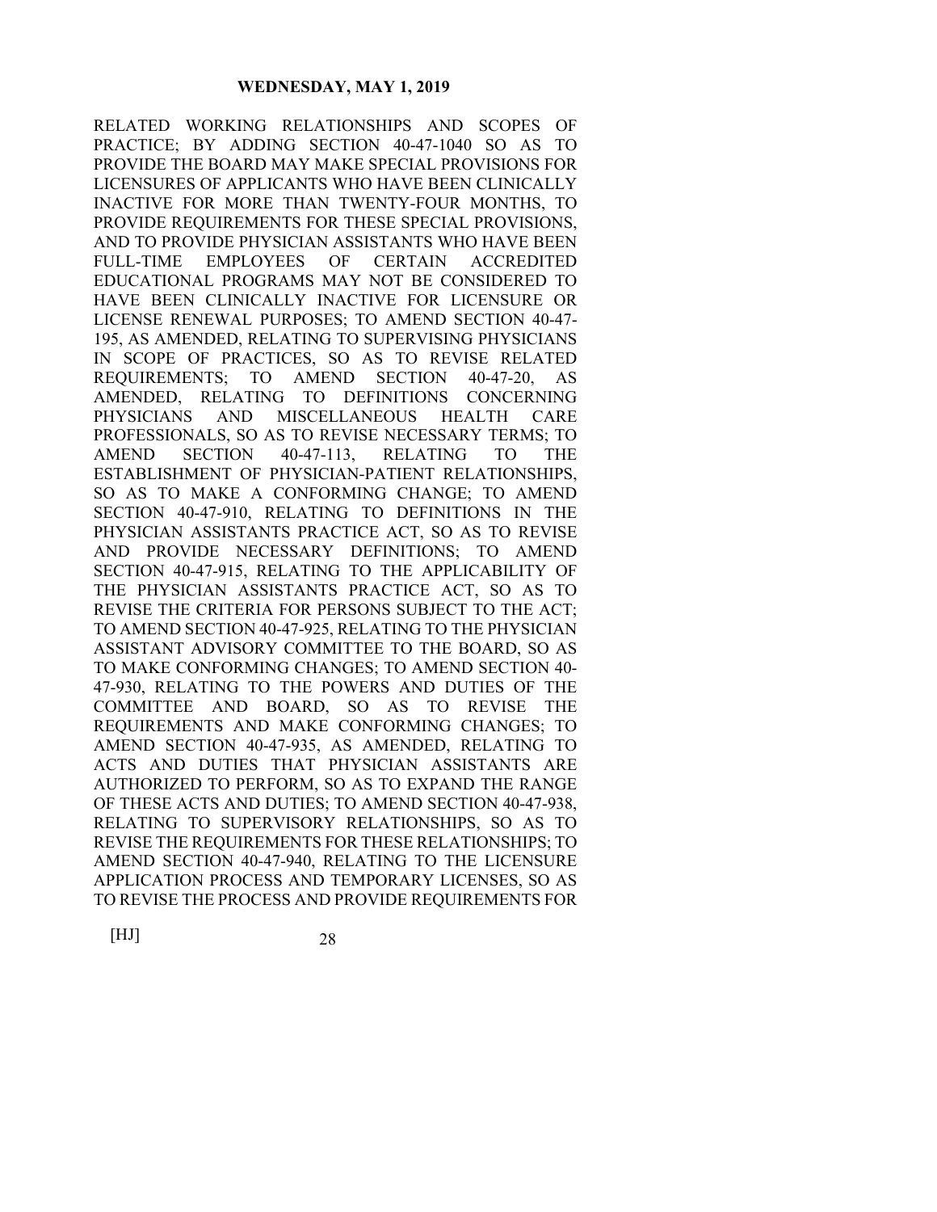RELATED WORKING RELATIONSHIPS AND SCOPES OF PRACTICE; BY ADDING SECTION 40-47-1040 SO AS TO PROVIDE THE BOARD MAY MAKE SPECIAL PROVISIONS FOR LICENSURES OF APPLICANTS WHO HAVE BEEN CLINICALLY INACTIVE FOR MORE THAN TWENTY-FOUR MONTHS, TO PROVIDE REQUIREMENTS FOR THESE SPECIAL PROVISIONS, AND TO PROVIDE PHYSICIAN ASSISTANTS WHO HAVE BEEN FULL-TIME EMPLOYEES OF CERTAIN ACCREDITED EDUCATIONAL PROGRAMS MAY NOT BE CONSIDERED TO HAVE BEEN CLINICALLY INACTIVE FOR LICENSURE OR LICENSE RENEWAL PURPOSES; TO AMEND SECTION 40-47-195, AS AMENDED, RELATING TO SUPERVISING PHYSICIANS IN SCOPE OF PRACTICES, SO AS TO REVISE RELATED REQUIREMENTS; TO AMEND SECTION 40-47-20, AS AMENDED, RELATING TO DEFINITIONS CONCERNING PHYSICIANS AND MISCELLANEOUS HEALTH CARE PROFESSIONALS, SO AS TO REVISE NECESSARY TERMS; TO AMEND SECTION 40-47-113, RELATING TO THE ESTABLISHMENT OF PHYSICIAN-PATIENT RELATIONSHIPS, SO AS TO MAKE A CONFORMING CHANGE; TO AMEND SECTION 40-47-910, RELATING TO DEFINITIONS IN THE PHYSICIAN ASSISTANTS PRACTICE ACT, SO AS TO REVISE AND PROVIDE NECESSARY DEFINITIONS; TO AMEND SECTION 40-47-915, RELATING TO THE APPLICABILITY OF THE PHYSICIAN ASSISTANTS PRACTICE ACT, SO AS TO REVISE THE CRITERIA FOR PERSONS SUBJECT TO THE ACT; TO AMEND SECTION 40-47-925, RELATING TO THE PHYSICIAN ASSISTANT ADVISORY COMMITTEE TO THE BOARD, SO AS TO MAKE CONFORMING CHANGES; TO AMEND SECTION 40-47-930, RELATING TO THE POWERS AND DUTIES OF THE COMMITTEE AND BOARD, SO AS TO REVISE THE REQUIREMENTS AND MAKE CONFORMING CHANGES; TO AMEND SECTION 40-47-935, AS AMENDED, RELATING TO ACTS AND DUTIES THAT PHYSICIAN ASSISTANTS ARE AUTHORIZED TO PERFORM, SO AS TO EXPAND THE RANGE OF THESE ACTS AND DUTIES; TO AMEND SECTION 40-47-938, RELATING TO SUPERVISORY RELATIONSHIPS, SO AS TO REVISE THE REQUIREMENTS FOR THESE RELATIONSHIPS; TO AMEND SECTION 40-47-940, RELATING TO THE LICENSURE APPLICATION PROCESS AND TEMPORARY LICENSES, SO AS TO REVISE THE PROCESS AND PROVIDE REQUIREMENTS FOR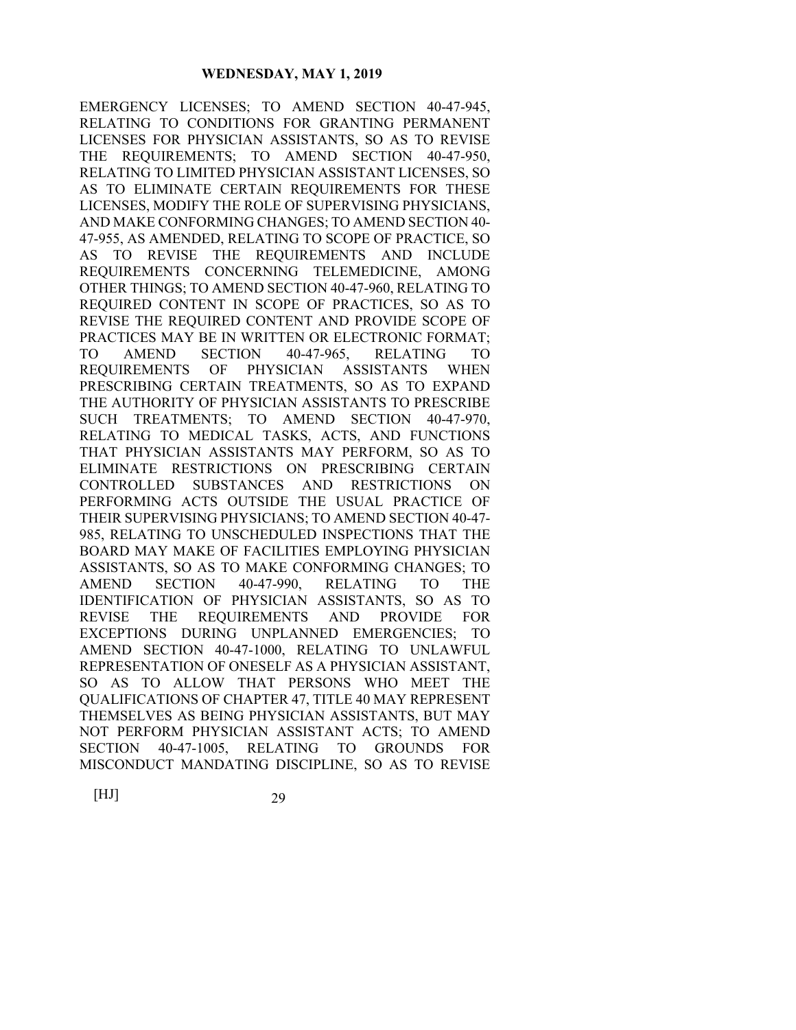EMERGENCY LICENSES; TO AMEND SECTION 40-47-945, RELATING TO CONDITIONS FOR GRANTING PERMANENT LICENSES FOR PHYSICIAN ASSISTANTS, SO AS TO REVISE THE REQUIREMENTS; TO AMEND SECTION 40-47-950, RELATING TO LIMITED PHYSICIAN ASSISTANT LICENSES, SO AS TO ELIMINATE CERTAIN REQUIREMENTS FOR THESE LICENSES, MODIFY THE ROLE OF SUPERVISING PHYSICIANS, AND MAKE CONFORMING CHANGES; TO AMEND SECTION 40-47-955, AS AMENDED, RELATING TO SCOPE OF PRACTICE, SO AS TO REVISE THE REQUIREMENTS AND INCLUDE REQUIREMENTS CONCERNING TELEMEDICINE, AMONG OTHER THINGS; TO AMEND SECTION 40-47-960, RELATING TO REQUIRED CONTENT IN SCOPE OF PRACTICES, SO AS TO REVISE THE REQUIRED CONTENT AND PROVIDE SCOPE OF PRACTICES MAY BE IN WRITTEN OR ELECTRONIC FORMAT; TO AMEND SECTION 40-47-965, RELATING TO REQUIREMENTS OF PHYSICIAN ASSISTANTS WHEN PRESCRIBING CERTAIN TREATMENTS, SO AS TO EXPAND THE AUTHORITY OF PHYSICIAN ASSISTANTS TO PRESCRIBE SUCH TREATMENTS; TO AMEND SECTION 40-47-970, RELATING TO MEDICAL TASKS, ACTS, AND FUNCTIONS THAT PHYSICIAN ASSISTANTS MAY PERFORM, SO AS TO ELIMINATE RESTRICTIONS ON PRESCRIBING CERTAIN CONTROLLED SUBSTANCES AND RESTRICTIONS ON PERFORMING ACTS OUTSIDE THE USUAL PRACTICE OF THEIR SUPERVISING PHYSICIANS; TO AMEND SECTION 40-47-985, RELATING TO UNSCHEDULED INSPECTIONS THAT THE BOARD MAY MAKE OF FACILITIES EMPLOYING PHYSICIAN ASSISTANTS, SO AS TO MAKE CONFORMING CHANGES; TO AMEND SECTION 40-47-990, RELATING TO THE IDENTIFICATION OF PHYSICIAN ASSISTANTS, SO AS TO REVISE THE REQUIREMENTS AND PROVIDE FOR EXCEPTIONS DURING UNPLANNED EMERGENCIES; TO AMEND SECTION 40-47-1000, RELATING TO UNLAWFUL REPRESENTATION OF ONESELF AS A PHYSICIAN ASSISTANT, SO AS TO ALLOW THAT PERSONS WHO MEET THE QUALIFICATIONS OF CHAPTER 47, TITLE 40 MAY REPRESENT THEMSELVES AS BEING PHYSICIAN ASSISTANTS, BUT MAY NOT PERFORM PHYSICIAN ASSISTANT ACTS; TO AMEND SECTION 40-47-1005, RELATING TO GROUNDS FOR MISCONDUCT MANDATING DISCIPLINE, SO AS TO REVISE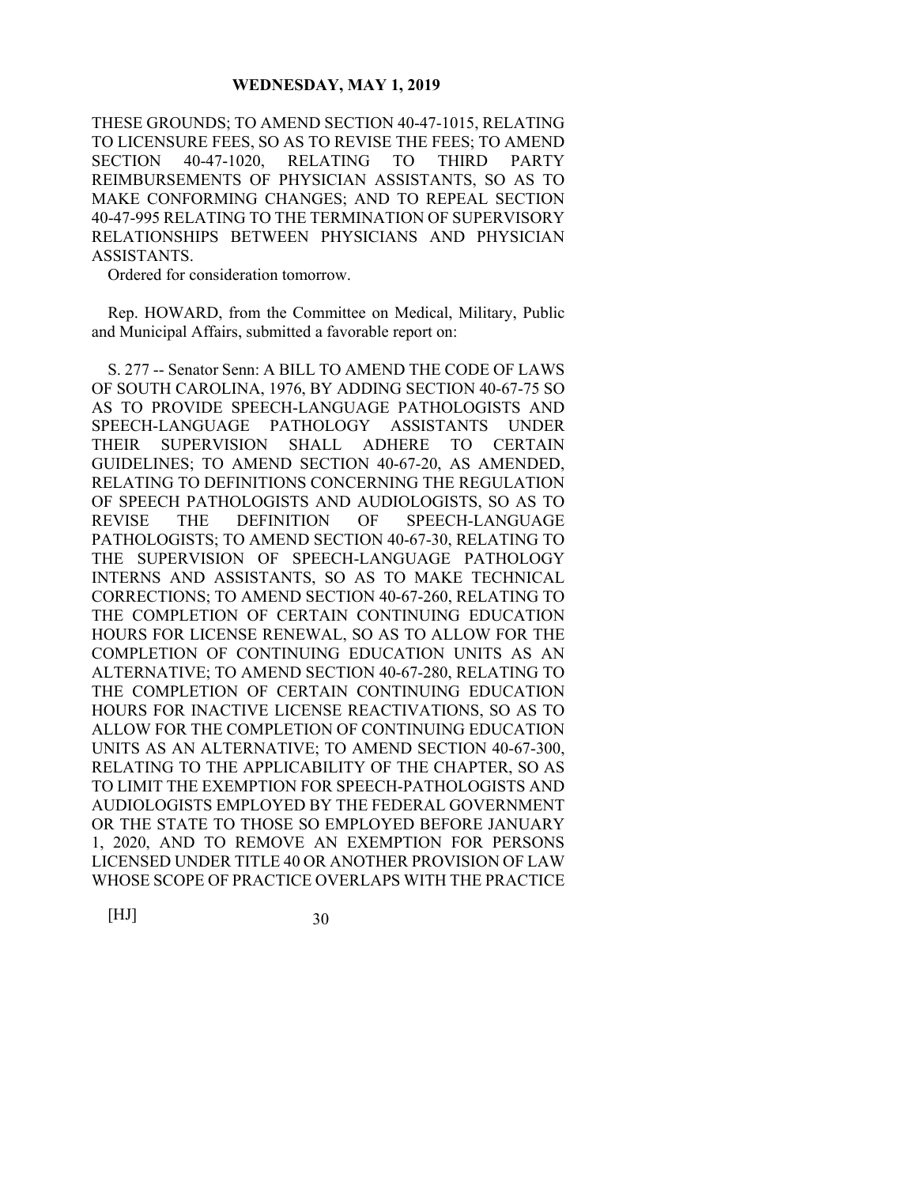THESE GROUNDS; TO AMEND SECTION 40-47-1015, RELATING TO LICENSURE FEES, SO AS TO REVISE THE FEES; TO AMEND SECTION 40-47-1020, RELATING TO THIRD PARTY REIMBURSEMENTS OF PHYSICIAN ASSISTANTS, SO AS TO MAKE CONFORMING CHANGES; AND TO REPEAL SECTION 40-47-995 RELATING TO THE TERMINATION OF SUPERVISORY RELATIONSHIPS BETWEEN PHYSICIANS AND PHYSICIAN ASSISTANTS.

Ordered for consideration tomorrow.

Rep. HOWARD, from the Committee on Medical, Military, Public and Municipal Affairs, submitted a favorable report on:

S. 277 -- Senator Senn: A BILL TO AMEND THE CODE OF LAWS OF SOUTH CAROLINA, 1976, BY ADDING SECTION 40-67-75 SO AS TO PROVIDE SPEECH-LANGUAGE PATHOLOGISTS AND SPEECH-LANGUAGE PATHOLOGY ASSISTANTS UNDER THEIR SUPERVISION SHALL ADHERE TO CERTAIN GUIDELINES; TO AMEND SECTION 40-67-20, AS AMENDED, RELATING TO DEFINITIONS CONCERNING THE REGULATION OF SPEECH PATHOLOGISTS AND AUDIOLOGISTS, SO AS TO REVISE THE DEFINITION OF SPEECH-LANGUAGE PATHOLOGISTS; TO AMEND SECTION 40-67-30, RELATING TO THE SUPERVISION OF SPEECH-LANGUAGE PATHOLOGY INTERNS AND ASSISTANTS, SO AS TO MAKE TECHNICAL CORRECTIONS; TO AMEND SECTION 40-67-260, RELATING TO THE COMPLETION OF CERTAIN CONTINUING EDUCATION HOURS FOR LICENSE RENEWAL, SO AS TO ALLOW FOR THE COMPLETION OF CONTINUING EDUCATION UNITS AS AN ALTERNATIVE; TO AMEND SECTION 40-67-280, RELATING TO THE COMPLETION OF CERTAIN CONTINUING EDUCATION HOURS FOR INACTIVE LICENSE REACTIVATIONS, SO AS TO ALLOW FOR THE COMPLETION OF CONTINUING EDUCATION UNITS AS AN ALTERNATIVE; TO AMEND SECTION 40-67-300, RELATING TO THE APPLICABILITY OF THE CHAPTER, SO AS TO LIMIT THE EXEMPTION FOR SPEECH-PATHOLOGISTS AND AUDIOLOGISTS EMPLOYED BY THE FEDERAL GOVERNMENT OR THE STATE TO THOSE SO EMPLOYED BEFORE JANUARY 1, 2020, AND TO REMOVE AN EXEMPTION FOR PERSONS LICENSED UNDER TITLE 40 OR ANOTHER PROVISION OF LAW WHOSE SCOPE OF PRACTICE OVERLAPS WITH THE PRACTICE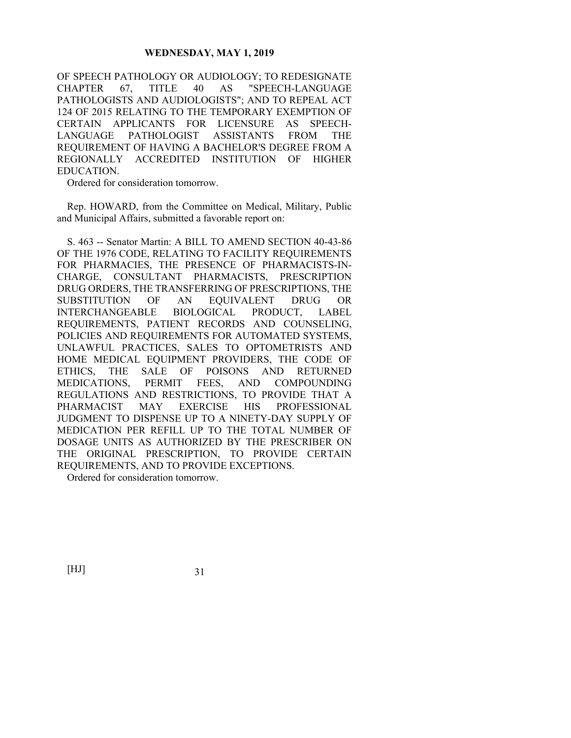OF SPEECH PATHOLOGY OR AUDIOLOGY; TO REDESIGNATE CHAPTER 67, TITLE 40 AS "SPEECH-LANGUAGE PATHOLOGISTS AND AUDIOLOGISTS"; AND TO REPEAL ACT 124 OF 2015 RELATING TO THE TEMPORARY EXEMPTION OF CERTAIN APPLICANTS FOR LICENSURE AS SPEECH-LANGUAGE PATHOLOGIST ASSISTANTS FROM THE REQUIREMENT OF HAVING A BACHELOR'S DEGREE FROM A REGIONALLY ACCREDITED INSTITUTION OF HIGHER EDUCATION.

Ordered for consideration tomorrow.

Rep. HOWARD, from the Committee on Medical, Military, Public and Municipal Affairs, submitted a favorable report on:

S. 463 -- Senator Martin: A BILL TO AMEND SECTION 40-43-86 OF THE 1976 CODE, RELATING TO FACILITY REQUIREMENTS FOR PHARMACIES, THE PRESENCE OF PHARMACISTS-IN-CHARGE, CONSULTANT PHARMACISTS, PRESCRIPTION DRUG ORDERS, THE TRANSFERRING OF PRESCRIPTIONS, THE SUBSTITUTION OF AN EQUIVALENT DRUG OR INTERCHANGEABLE BIOLOGICAL PRODUCT, LABEL REQUIREMENTS, PATIENT RECORDS AND COUNSELING, POLICIES AND REQUIREMENTS FOR AUTOMATED SYSTEMS, UNLAWFUL PRACTICES, SALES TO OPTOMETRISTS AND HOME MEDICAL EQUIPMENT PROVIDERS, THE CODE OF ETHICS, THE SALE OF POISONS AND RETURNED MEDICATIONS, PERMIT FEES, AND COMPOUNDING REGULATIONS AND RESTRICTIONS, TO PROVIDE THAT A PHARMACIST MAY EXERCISE HIS PROFESSIONAL JUDGMENT TO DISPENSE UP TO A NINETY-DAY SUPPLY OF MEDICATION PER REFILL UP TO THE TOTAL NUMBER OF DOSAGE UNITS AS AUTHORIZED BY THE PRESCRIBER ON THE ORIGINAL PRESCRIPTION, TO PROVIDE CERTAIN REQUIREMENTS, AND TO PROVIDE EXCEPTIONS.

Ordered for consideration tomorrow.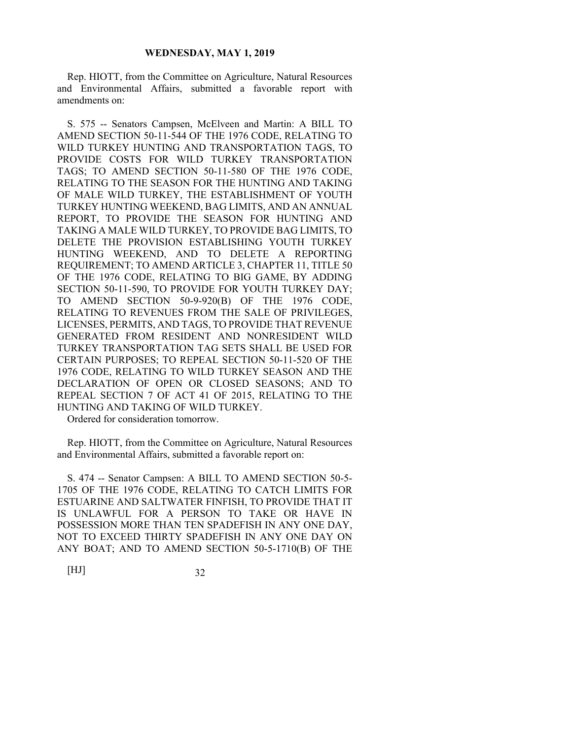Rep. HIOTT, from the Committee on Agriculture, Natural Resources and Environmental Affairs, submitted a favorable report with amendments on:

S. 575 -- Senators Campsen, McElveen and Martin: A BILL TO AMEND SECTION 50-11-544 OF THE 1976 CODE, RELATING TO WILD TURKEY HUNTING AND TRANSPORTATION TAGS, TO PROVIDE COSTS FOR WILD TURKEY TRANSPORTATION TAGS; TO AMEND SECTION 50-11-580 OF THE 1976 CODE, RELATING TO THE SEASON FOR THE HUNTING AND TAKING OF MALE WILD TURKEY, THE ESTABLISHMENT OF YOUTH TURKEY HUNTING WEEKEND, BAG LIMITS, AND AN ANNUAL REPORT, TO PROVIDE THE SEASON FOR HUNTING AND TAKING A MALE WILD TURKEY, TO PROVIDE BAG LIMITS, TO DELETE THE PROVISION ESTABLISHING YOUTH TURKEY HUNTING WEEKEND, AND TO DELETE A REPORTING REQUIREMENT; TO AMEND ARTICLE 3, CHAPTER 11, TITLE 50 OF THE 1976 CODE, RELATING TO BIG GAME, BY ADDING SECTION 50-11-590, TO PROVIDE FOR YOUTH TURKEY DAY; TO AMEND SECTION 50-9-920(B) OF THE 1976 CODE, RELATING TO REVENUES FROM THE SALE OF PRIVILEGES, LICENSES, PERMITS, AND TAGS, TO PROVIDE THAT REVENUE GENERATED FROM RESIDENT AND NONRESIDENT WILD TURKEY TRANSPORTATION TAG SETS SHALL BE USED FOR CERTAIN PURPOSES; TO REPEAL SECTION 50-11-520 OF THE 1976 CODE, RELATING TO WILD TURKEY SEASON AND THE DECLARATION OF OPEN OR CLOSED SEASONS; AND TO REPEAL SECTION 7 OF ACT 41 OF 2015, RELATING TO THE HUNTING AND TAKING OF WILD TURKEY.

Ordered for consideration tomorrow.

Rep. HIOTT, from the Committee on Agriculture, Natural Resources and Environmental Affairs, submitted a favorable report on:

S. 474 -- Senator Campsen: A BILL TO AMEND SECTION 50-5-1705 OF THE 1976 CODE, RELATING TO CATCH LIMITS FOR ESTUARINE AND SALTWATER FINFISH, TO PROVIDE THAT IT IS UNLAWFUL FOR A PERSON TO TAKE OR HAVE IN POSSESSION MORE THAN TEN SPADEFISH IN ANY ONE DAY, NOT TO EXCEED THIRTY SPADEFISH IN ANY ONE DAY ON ANY BOAT; AND TO AMEND SECTION 50-5-1710(B) OF THE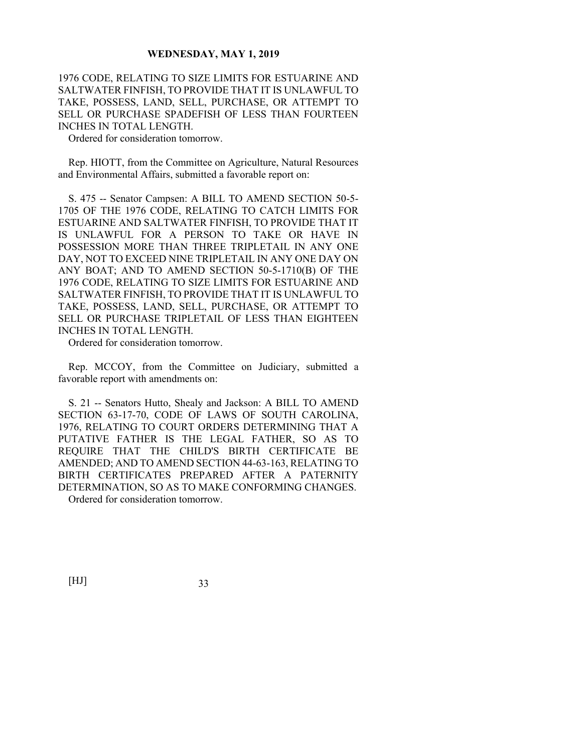1976 CODE, RELATING TO SIZE LIMITS FOR ESTUARINE AND SALTWATER FINFISH, TO PROVIDE THAT IT IS UNLAWFUL TO TAKE, POSSESS, LAND, SELL, PURCHASE, OR ATTEMPT TO SELL OR PURCHASE SPADEFISH OF LESS THAN FOURTEEN INCHES IN TOTAL LENGTH.

Ordered for consideration tomorrow.

Rep. HIOTT, from the Committee on Agriculture, Natural Resources and Environmental Affairs, submitted a favorable report on:

S. 475 -- Senator Campsen: A BILL TO AMEND SECTION 50-5-1705 OF THE 1976 CODE, RELATING TO CATCH LIMITS FOR ESTUARINE AND SALTWATER FINFISH, TO PROVIDE THAT IT IS UNLAWFUL FOR A PERSON TO TAKE OR HAVE IN POSSESSION MORE THAN THREE TRIPLETAIL IN ANY ONE DAY, NOT TO EXCEED NINE TRIPLETAIL IN ANY ONE DAY ON ANY BOAT; AND TO AMEND SECTION 50-5-1710(B) OF THE 1976 CODE, RELATING TO SIZE LIMITS FOR ESTUARINE AND SALTWATER FINFISH, TO PROVIDE THAT IT IS UNLAWFUL TO TAKE, POSSESS, LAND, SELL, PURCHASE, OR ATTEMPT TO SELL OR PURCHASE TRIPLETAIL OF LESS THAN EIGHTEEN INCHES IN TOTAL LENGTH.

Ordered for consideration tomorrow.

Rep. MCCOY, from the Committee on Judiciary, submitted a favorable report with amendments on:

S. 21 -- Senators Hutto, Shealy and Jackson: A BILL TO AMEND SECTION 63-17-70, CODE OF LAWS OF SOUTH CAROLINA, 1976, RELATING TO COURT ORDERS DETERMINING THAT A PUTATIVE FATHER IS THE LEGAL FATHER, SO AS TO REQUIRE THAT THE CHILD'S BIRTH CERTIFICATE BE AMENDED; AND TO AMEND SECTION 44-63-163, RELATING TO BIRTH CERTIFICATES PREPARED AFTER A PATERNITY DETERMINATION, SO AS TO MAKE CONFORMING CHANGES.

Ordered for consideration tomorrow.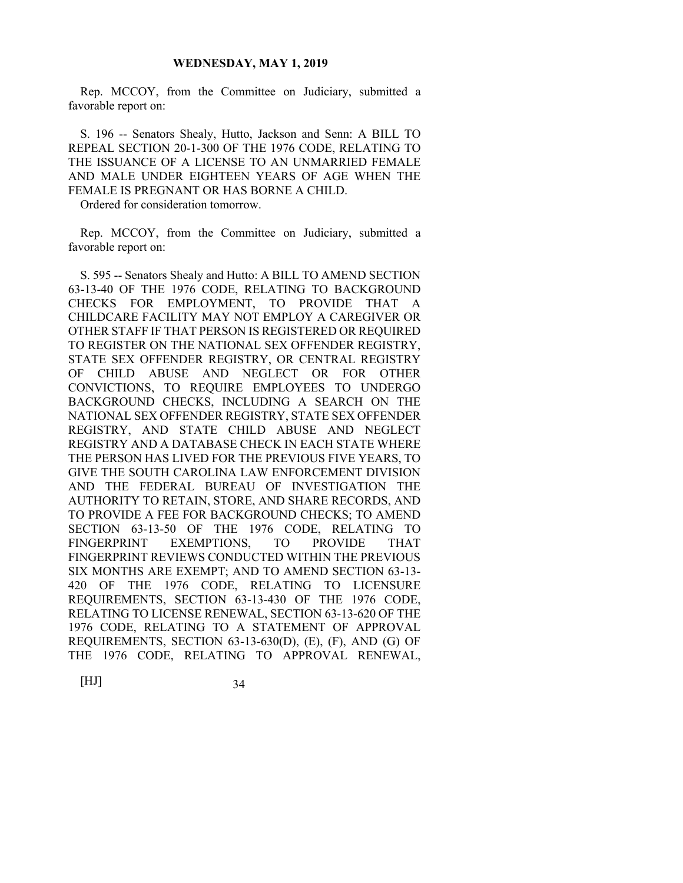Rep. MCCOY, from the Committee on Judiciary, submitted a favorable report on:

S. 196 -- Senators Shealy, Hutto, Jackson and Senn: A BILL TO REPEAL SECTION 20-1-300 OF THE 1976 CODE, RELATING TO THE ISSUANCE OF A LICENSE TO AN UNMARRIED FEMALE AND MALE UNDER EIGHTEEN YEARS OF AGE WHEN THE FEMALE IS PREGNANT OR HAS BORNE A CHILD.

Ordered for consideration tomorrow.

Rep. MCCOY, from the Committee on Judiciary, submitted a favorable report on:

S. 595 -- Senators Shealy and Hutto: A BILL TO AMEND SECTION 63-13-40 OF THE 1976 CODE, RELATING TO BACKGROUND CHECKS FOR EMPLOYMENT, TO PROVIDE THAT A CHILDCARE FACILITY MAY NOT EMPLOY A CAREGIVER OR OTHER STAFF IF THAT PERSON IS REGISTERED OR REQUIRED TO REGISTER ON THE NATIONAL SEX OFFENDER REGISTRY, STATE SEX OFFENDER REGISTRY, OR CENTRAL REGISTRY OF CHILD ABUSE AND NEGLECT OR FOR OTHER CONVICTIONS, TO REQUIRE EMPLOYEES TO UNDERGO BACKGROUND CHECKS, INCLUDING A SEARCH ON THE NATIONAL SEX OFFENDER REGISTRY, STATE SEX OFFENDER REGISTRY, AND STATE CHILD ABUSE AND NEGLECT REGISTRY AND A DATABASE CHECK IN EACH STATE WHERE THE PERSON HAS LIVED FOR THE PREVIOUS FIVE YEARS, TO GIVE THE SOUTH CAROLINA LAW ENFORCEMENT DIVISION AND THE FEDERAL BUREAU OF INVESTIGATION THE AUTHORITY TO RETAIN, STORE, AND SHARE RECORDS, AND TO PROVIDE A FEE FOR BACKGROUND CHECKS; TO AMEND SECTION 63-13-50 OF THE 1976 CODE, RELATING TO FINGERPRINT EXEMPTIONS, TO PROVIDE THAT FINGERPRINT REVIEWS CONDUCTED WITHIN THE PREVIOUS SIX MONTHS ARE EXEMPT; AND TO AMEND SECTION 63-13-420 OF THE 1976 CODE, RELATING TO LICENSURE REQUIREMENTS, SECTION 63-13-430 OF THE 1976 CODE, RELATING TO LICENSE RENEWAL, SECTION 63-13-620 OF THE 1976 CODE, RELATING TO A STATEMENT OF APPROVAL REQUIREMENTS, SECTION 63-13-630(D), (E), (F), AND (G) OF THE 1976 CODE, RELATING TO APPROVAL RENEWAL,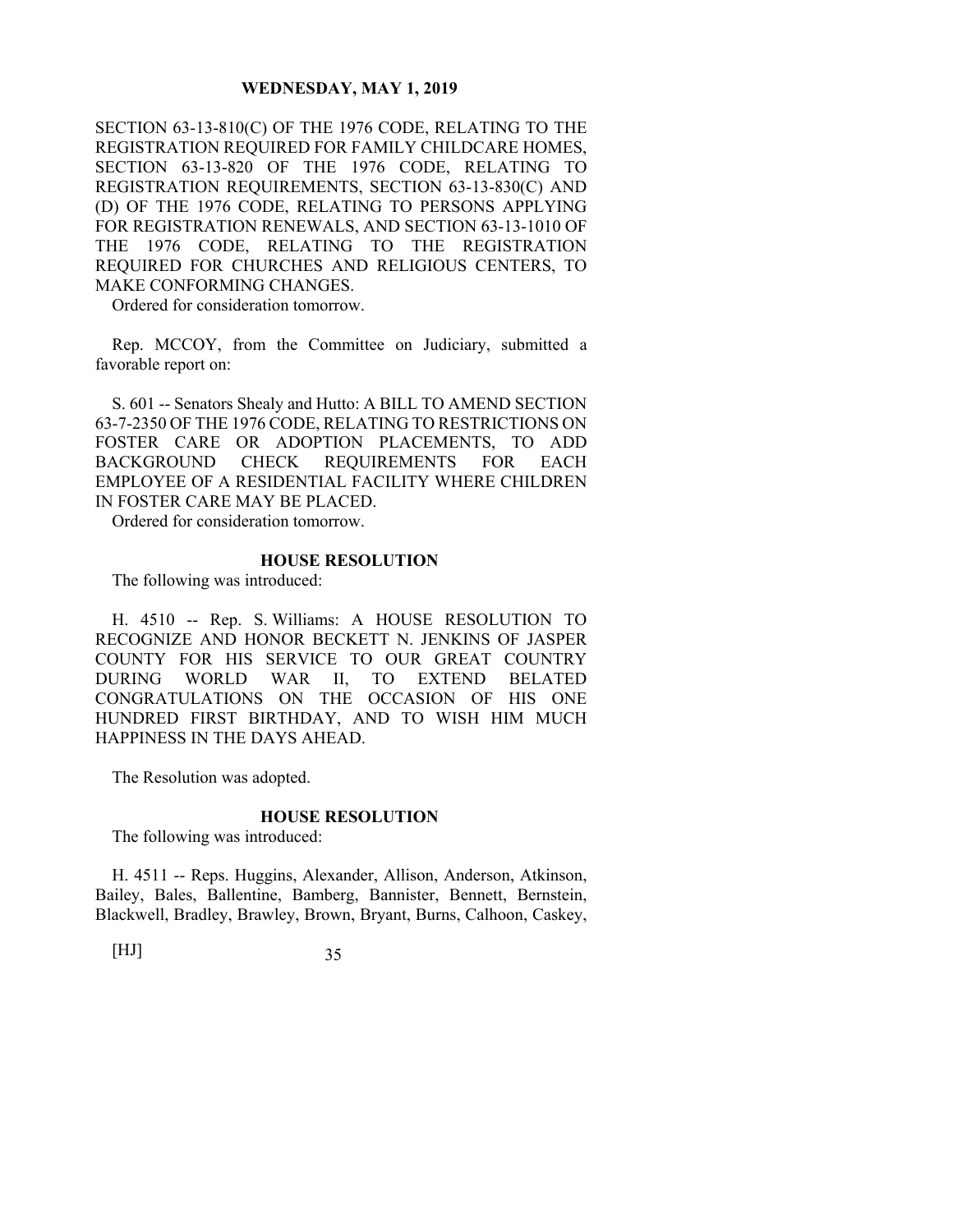SECTION 63-13-810(C) OF THE 1976 CODE, RELATING TO THE REGISTRATION REQUIRED FOR FAMILY CHILDCARE HOMES, SECTION 63-13-820 OF THE 1976 CODE, RELATING TO REGISTRATION REQUIREMENTS, SECTION 63-13-830(C) AND (D) OF THE 1976 CODE, RELATING TO PERSONS APPLYING FOR REGISTRATION RENEWALS, AND SECTION 63-13-1010 OF THE 1976 CODE, RELATING TO THE REGISTRATION REQUIRED FOR CHURCHES AND RELIGIOUS CENTERS, TO MAKE CONFORMING CHANGES.

Ordered for consideration tomorrow.

Rep. MCCOY, from the Committee on Judiciary, submitted a favorable report on:

S. 601 -- Senators Shealy and Hutto: A BILL TO AMEND SECTION 63-7-2350 OF THE 1976 CODE, RELATING TO RESTRICTIONS ON FOSTER CARE OR ADOPTION PLACEMENTS, TO ADD BACKGROUND CHECK REQUIREMENTS FOR EACH EMPLOYEE OF A RESIDENTIAL FACILITY WHERE CHILDREN IN FOSTER CARE MAY BE PLACED.

Ordered for consideration tomorrow.

## HOUSE RESOLUTION

The following was introduced:

H. 4510 -- Rep. S. Williams: A HOUSE RESOLUTION TO RECOGNIZE AND HONOR BECKETT N. JENKINS OF JASPER COUNTY FOR HIS SERVICE TO OUR GREAT COUNTRY DURING WORLD WAR II, TO EXTEND BELATED CONGRATULATIONS ON THE OCCASION OF HIS ONE HUNDRED FIRST BIRTHDAY, AND TO WISH HIM MUCH HAPPINESS IN THE DAYS AHEAD.

The Resolution was adopted.

## HOUSE RESOLUTION

The following was introduced:

H. 4511 -- Reps. Huggins, Alexander, Allison, Anderson, Atkinson, Bailey, Bales, Ballentine, Bamberg, Bannister, Bennett, Bernstein, Blackwell, Bradley, Brawley, Brown, Bryant, Burns, Calhoon, Caskey,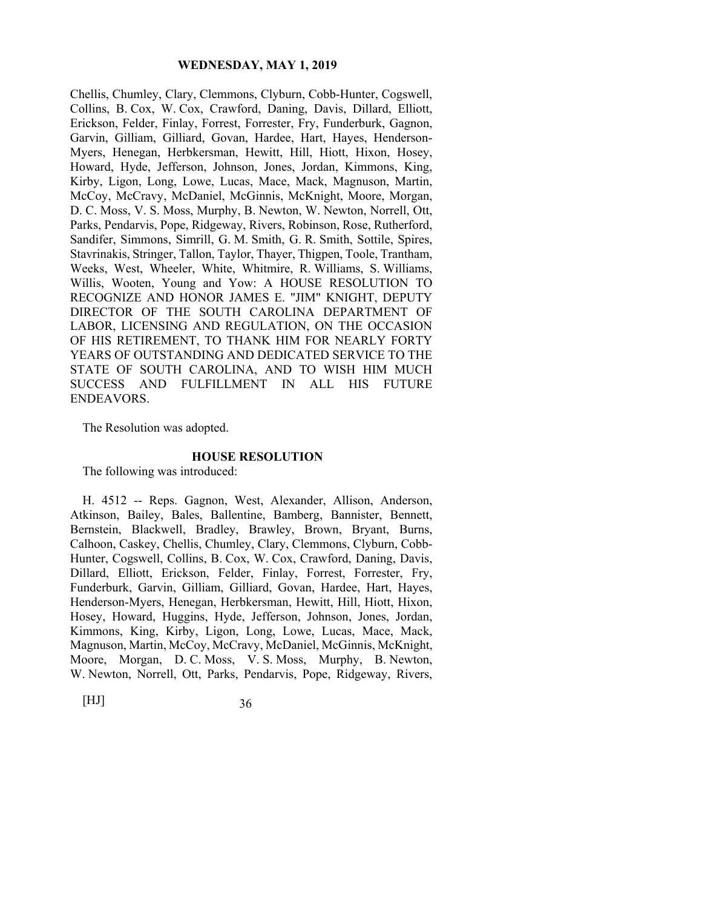Chellis, Chumley, Clary, Clemmons, Clyburn, Cobb-Hunter, Cogswell, Collins, B. Cox, W. Cox, Crawford, Daning, Davis, Dillard, Elliott, Erickson, Felder, Finlay, Forrest, Forrester, Fry, Funderburk, Gagnon, Garvin, Gilliam, Gilliard, Govan, Hardee, Hart, Hayes, Henderson-Myers, Henegan, Herbkersman, Hewitt, Hill, Hiott, Hixon, Hosey, Howard, Hyde, Jefferson, Johnson, Jones, Jordan, Kimmons, King, Kirby, Ligon, Long, Lowe, Lucas, Mace, Mack, Magnuson, Martin, McCoy, McCravy, McDaniel, McGinnis, McKnight, Moore, Morgan, D. C. Moss, V. S. Moss, Murphy, B. Newton, W. Newton, Norrell, Ott, Parks, Pendarvis, Pope, Ridgeway, Rivers, Robinson, Rose, Rutherford, Sandifer, Simmons, Simrill, G. M. Smith, G. R. Smith, Sottile, Spires, Stavrinakis, Stringer, Tallon, Taylor, Thayer, Thigpen, Toole, Trantham, Weeks, West, Wheeler, White, Whitmire, R. Williams, S. Williams, Willis, Wooten, Young and Yow: A HOUSE RESOLUTION TO RECOGNIZE AND HONOR JAMES E. "JIM" KNIGHT, DEPUTY DIRECTOR OF THE SOUTH CAROLINA DEPARTMENT OF LABOR, LICENSING AND REGULATION, ON THE OCCASION OF HIS RETIREMENT, TO THANK HIM FOR NEARLY FORTY YEARS OF OUTSTANDING AND DEDICATED SERVICE TO THE STATE OF SOUTH CAROLINA, AND TO WISH HIM MUCH SUCCESS AND FULFILLMENT IN ALL HIS FUTURE ENDEAVORS.

The Resolution was adopted.

**HOUSE RESOLUTION**

The following was introduced:

H. 4512 -- Reps. Gagnon, West, Alexander, Allison, Anderson, Atkinson, Bailey, Bales, Ballentine, Bamberg, Bannister, Bennett, Bernstein, Blackwell, Bradley, Brawley, Brown, Bryant, Burns, Calhoon, Caskey, Chellis, Chumley, Clary, Clemmons, Clyburn, Cobb-Hunter, Cogswell, Collins, B. Cox, W. Cox, Crawford, Daning, Davis, Dillard, Elliott, Erickson, Felder, Finlay, Forrest, Forrester, Fry, Funderburk, Garvin, Gilliam, Gilliard, Govan, Hardee, Hart, Hayes, Henderson-Myers, Henegan, Herbkersman, Hewitt, Hill, Hiott, Hixon, Hosey, Howard, Huggins, Hyde, Jefferson, Johnson, Jones, Jordan, Kimmons, King, Kirby, Ligon, Long, Lowe, Lucas, Mace, Mack, Magnuson, Martin, McCoy, McCravy, McDaniel, McGinnis, McKnight, Moore, Morgan, D. C. Moss, V. S. Moss, Murphy, B. Newton, W. Newton, Norrell, Ott, Parks, Pendarvis, Pope, Ridgeway, Rivers,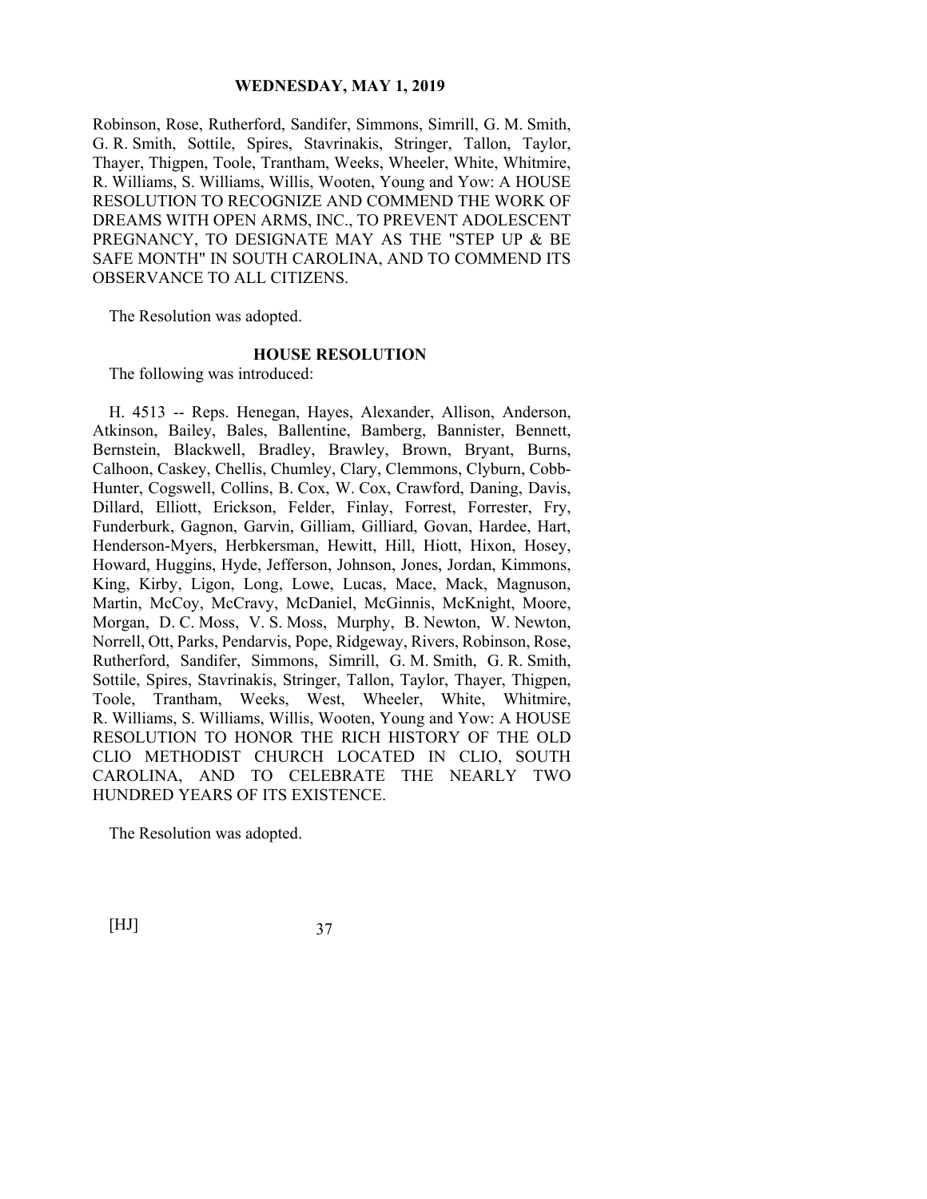Robinson, Rose, Rutherford, Sandifer, Simmons, Simrill, G. M. Smith, G. R. Smith, Sottile, Spires, Stavrinakis, Stringer, Tallon, Taylor, Thayer, Thigpen, Toole, Trantham, Weeks, Wheeler, White, Whitmire, R. Williams, S. Williams, Willis, Wooten, Young and Yow: A HOUSE RESOLUTION TO RECOGNIZE AND COMMEND THE WORK OF DREAMS WITH OPEN ARMS, INC., TO PREVENT ADOLESCENT PREGNANCY, TO DESIGNATE MAY AS THE "STEP UP & BE SAFE MONTH" IN SOUTH CAROLINA, AND TO COMMEND ITS OBSERVANCE TO ALL CITIZENS.

The Resolution was adopted.

**HOUSE RESOLUTION**

The following was introduced:

H. 4513 -- Reps. Henegan, Hayes, Alexander, Allison, Anderson, Atkinson, Bailey, Bales, Ballentine, Bamberg, Bannister, Bennett, Bernstein, Blackwell, Bradley, Brawley, Brown, Bryant, Burns, Calhoon, Caskey, Chellis, Chumley, Clary, Clemmons, Clyburn, Cobb-Hunter, Cogswell, Collins, B. Cox, W. Cox, Crawford, Daning, Davis, Dillard, Elliott, Erickson, Felder, Finlay, Forrest, Forrester, Fry, Funderburk, Gagnon, Garvin, Gilliam, Gilliard, Govan, Hardee, Hart, Henderson-Myers, Herbkersman, Hewitt, Hill, Hiott, Hixon, Hosey, Howard, Huggins, Hyde, Jefferson, Johnson, Jones, Jordan, Kimmons, King, Kirby, Ligon, Long, Lowe, Lucas, Mace, Mack, Magnuson, Martin, McCoy, McCravy, McDaniel, McGinnis, McKnight, Moore, Morgan, D. C. Moss, V. S. Moss, Murphy, B. Newton, W. Newton, Norrell, Ott, Parks, Pendarvis, Pope, Ridgeway, Rivers, Robinson, Rose, Rutherford, Sandifer, Simmons, Simrill, G. M. Smith, G. R. Smith, Sottile, Spires, Stavrinakis, Stringer, Tallon, Taylor, Thayer, Thigpen, Toole, Trantham, Weeks, West, Wheeler, White, Whitmire, R. Williams, S. Williams, Willis, Wooten, Young and Yow: A HOUSE RESOLUTION TO HONOR THE RICH HISTORY OF THE OLD CLIO METHODIST CHURCH LOCATED IN CLIO, SOUTH CAROLINA, AND TO CELEBRATE THE NEARLY TWO HUNDRED YEARS OF ITS EXISTENCE.

The Resolution was adopted.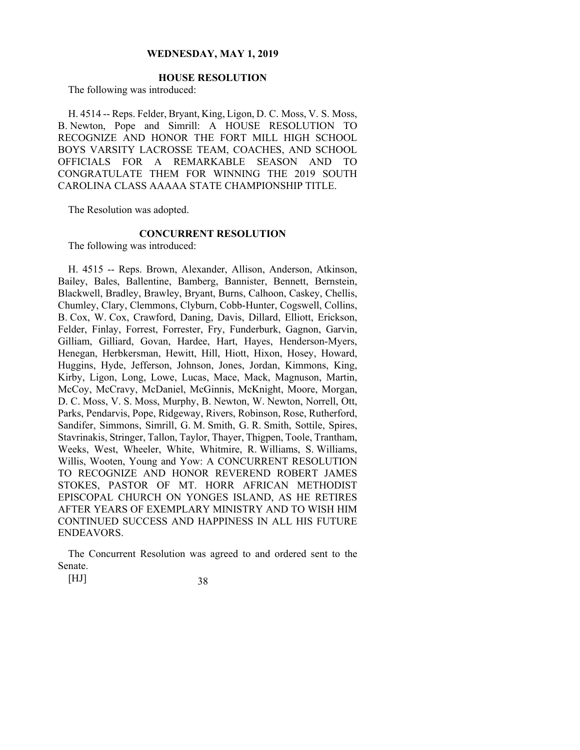**WEDNESDAY, MAY 1, 2019**

## HOUSE RESOLUTION

The following was introduced:

H. 4514 -- Reps. Felder, Bryant, King, Ligon, D. C. Moss, V. S. Moss, B. Newton, Pope and Simrill: A HOUSE RESOLUTION TO RECOGNIZE AND HONOR THE FORT MILL HIGH SCHOOL BOYS VARSITY LACROSSE TEAM, COACHES, AND SCHOOL OFFICIALS FOR A REMARKABLE SEASON AND TO CONGRATULATE THEM FOR WINNING THE 2019 SOUTH CAROLINA CLASS AAAAA STATE CHAMPIONSHIP TITLE.

The Resolution was adopted.

## CONCURRENT RESOLUTION

The following was introduced:

H. 4515 -- Reps. Brown, Alexander, Allison, Anderson, Atkinson, Bailey, Bales, Ballentine, Bamberg, Bannister, Bennett, Bernstein, Blackwell, Bradley, Brawley, Bryant, Burns, Calhoon, Caskey, Chellis, Chumley, Clary, Clemmons, Clyburn, Cobb-Hunter, Cogswell, Collins, B. Cox, W. Cox, Crawford, Daning, Davis, Dillard, Elliott, Erickson, Felder, Finlay, Forrest, Forrester, Fry, Funderburk, Gagnon, Garvin, Gilliam, Gilliard, Govan, Hardee, Hart, Hayes, Henderson-Myers, Henegan, Herbkersman, Hewitt, Hill, Hiott, Hixon, Hosey, Howard, Huggins, Hyde, Jefferson, Johnson, Jones, Jordan, Kimmons, King, Kirby, Ligon, Long, Lowe, Lucas, Mace, Mack, Magnuson, Martin, McCoy, McCravy, McDaniel, McGinnis, McKnight, Moore, Morgan, D. C. Moss, V. S. Moss, Murphy, B. Newton, W. Newton, Norrell, Ott, Parks, Pendarvis, Pope, Ridgeway, Rivers, Robinson, Rose, Rutherford, Sandifer, Simmons, Simrill, G. M. Smith, G. R. Smith, Sottile, Spires, Stavrinakis, Stringer, Tallon, Taylor, Thayer, Thigpen, Toole, Trantham, Weeks, West, Wheeler, White, Whitmire, R. Williams, S. Williams, Willis, Wooten, Young and Yow: A CONCURRENT RESOLUTION TO RECOGNIZE AND HONOR REVEREND ROBERT JAMES STOKES, PASTOR OF MT. HORR AFRICAN METHODIST EPISCOPAL CHURCH ON YONGES ISLAND, AS HE RETIRES AFTER YEARS OF EXEMPLARY MINISTRY AND TO WISH HIM CONTINUED SUCCESS AND HAPPINESS IN ALL HIS FUTURE ENDEAVORS.

The Concurrent Resolution was agreed to and ordered sent to the Senate.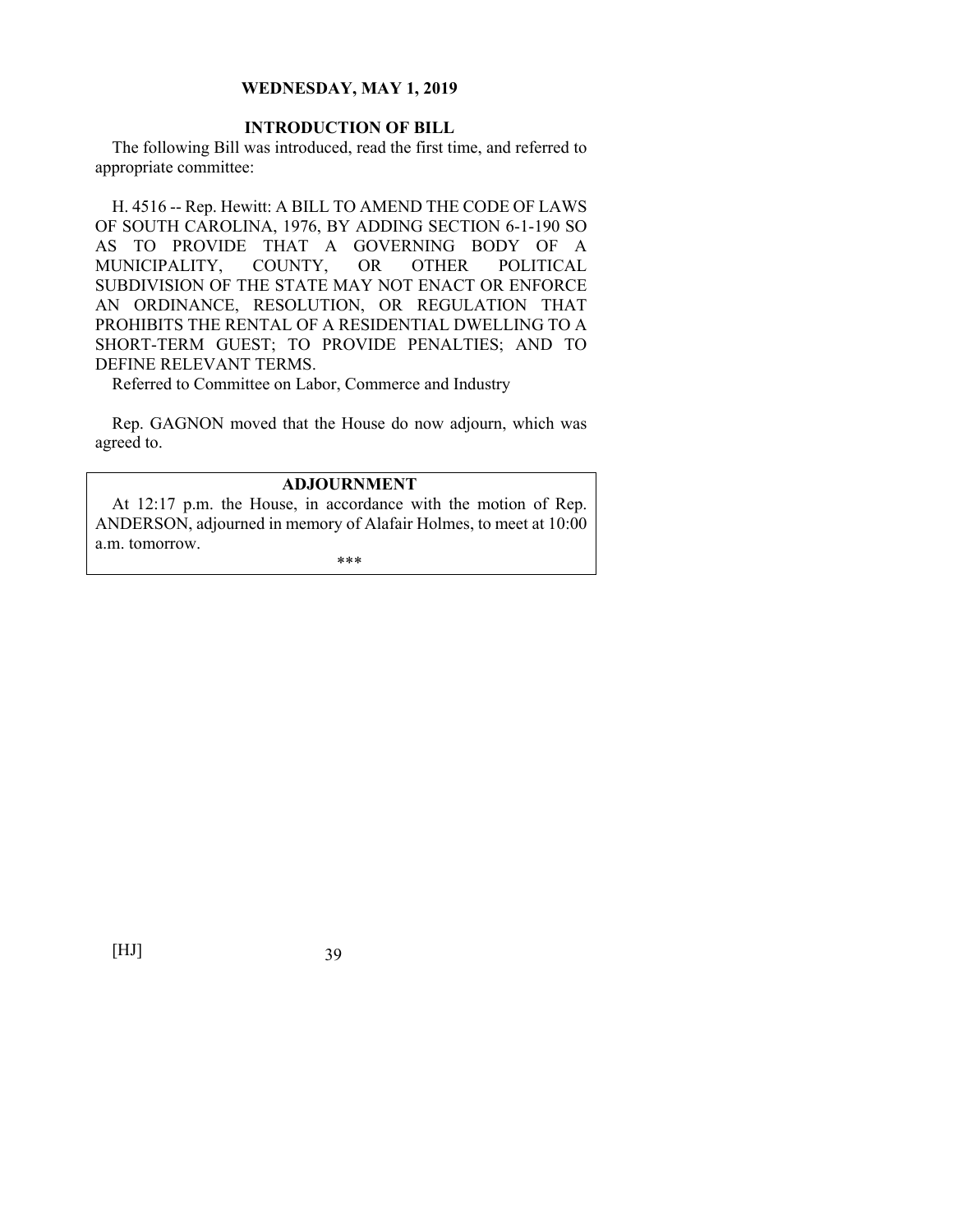## INTRODUCTION OF BILL

The following Bill was introduced, read the first time, and referred to appropriate committee:

H. 4516 -- Rep. Hewitt: A BILL TO AMEND THE CODE OF LAWS OF SOUTH CAROLINA, 1976, BY ADDING SECTION 6-1-190 SO AS TO PROVIDE THAT A GOVERNING BODY OF A MUNICIPALITY, COUNTY, OR OTHER POLITICAL SUBDIVISION OF THE STATE MAY NOT ENACT OR ENFORCE AN ORDINANCE, RESOLUTION, OR REGULATION THAT PROHIBITS THE RENTAL OF A RESIDENTIAL DWELLING TO A SHORT-TERM GUEST; TO PROVIDE PENALTIES; AND TO DEFINE RELEVANT TERMS.

Referred to Committee on Labor, Commerce and Industry

Rep. GAGNON moved that the House do now adjourn, which was agreed to.

## ADJOURNMENT

At 12:17 p.m. the House, in accordance with the motion of Rep. ANDERSON, adjourned in memory of Alafair Holmes, to meet at 10:00 a.m. tomorrow.

***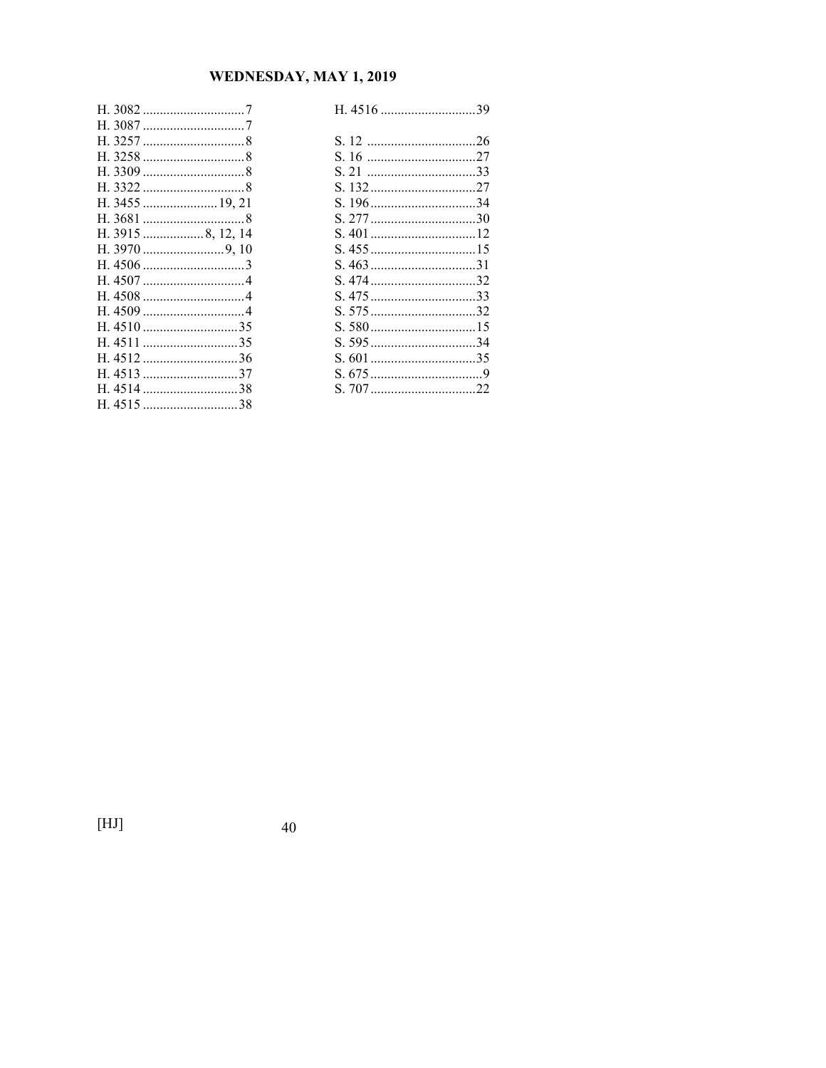H. 3082 ..............................7
H. 3087 ..............................7
H. 3257 ..............................8
H. 3258 ..............................8
H. 3309 ..............................8
H. 3322 ..............................8
H. 3455 ...................... 19, 21
H. 3681 ..............................8
H. 3915 .................. 8, 12, 14
H. 3970 ........................9, 10
H. 4506 ..............................3
H. 4507 ..............................4
H. 4508 ..............................4
H. 4509 ..............................4
H. 4510 ............................35
H. 4511 ............................35
H. 4512 ............................36
H. 4513 ............................37
H. 4514 ............................38
H. 4515 ............................38
H. 4516 ............................39

S. 12 ................................26
S. 16 ................................27
S. 21 ................................33
S. 132 ...............................27
S. 196 ...............................34
S. 277 ...............................30
S. 401 ...............................12
S. 455 ...............................15
S. 463 ...............................31
S. 474 ...............................32
S. 475 ...............................33
S. 575 ...............................32
S. 580 ...............................15
S. 595 ...............................34
S. 601 ...............................35
S. 675 .................................9
S. 707 ...............................22